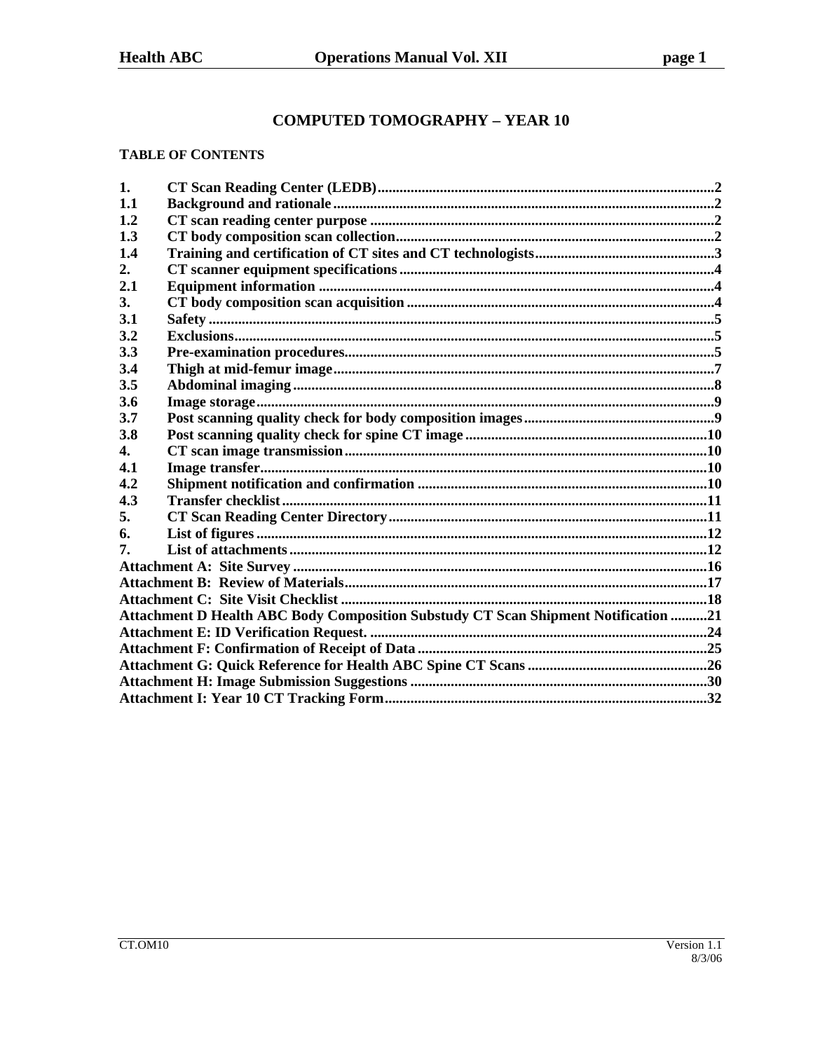# COMPUTED TOMOGRAPHY – YEAR 10

**TABLE OF CONTENTS**

| | | |
|---|---|---|
| **1.** | **CT Scan Reading Center (LEDB)** | **2** |
| **1.1** | **Background and rationale** | **2** |
| **1.2** | **CT scan reading center purpose** | **2** |
| **1.3** | **CT body composition scan collection** | **2** |
| **1.4** | **Training and certification of CT sites and CT technologists** | **3** |
| **2.** | **CT scanner equipment specifications** | **4** |
| **2.1** | **Equipment information** | **4** |
| **3.** | **CT body composition scan acquisition** | **4** |
| **3.1** | **Safety** | **5** |
| **3.2** | **Exclusions** | **5** |
| **3.3** | **Pre-examination procedures** | **5** |
| **3.4** | **Thigh at mid-femur image** | **7** |
| **3.5** | **Abdominal imaging** | **8** |
| **3.6** | **Image storage** | **9** |
| **3.7** | **Post scanning quality check for body composition images** | **9** |
| **3.8** | **Post scanning quality check for spine CT image** | **10** |
| **4.** | **CT scan image transmission** | **10** |
| **4.1** | **Image transfer** | **10** |
| **4.2** | **Shipment notification and confirmation** | **10** |
| **4.3** | **Transfer checklist** | **11** |
| **5.** | **CT Scan Reading Center Directory** | **11** |
| **6.** | **List of figures** | **12** |
| **7.** | **List of attachments** | **12** |
| **Attachment A: Site Survey** | | **16** |
| **Attachment B: Review of Materials** | | **17** |
| **Attachment C: Site Visit Checklist** | | **18** |
| **Attachment D Health ABC Body Composition Substudy CT Scan Shipment Notification** | | **21** |
| **Attachment E: ID Verification Request.** | | **24** |
| **Attachment F: Confirmation of Receipt of Data** | | **25** |
| **Attachment G: Quick Reference for Health ABC Spine CT Scans** | | **26** |
| **Attachment H: Image Submission Suggestions** | | **30** |
| **Attachment I: Year 10 CT Tracking Form** | | **32** |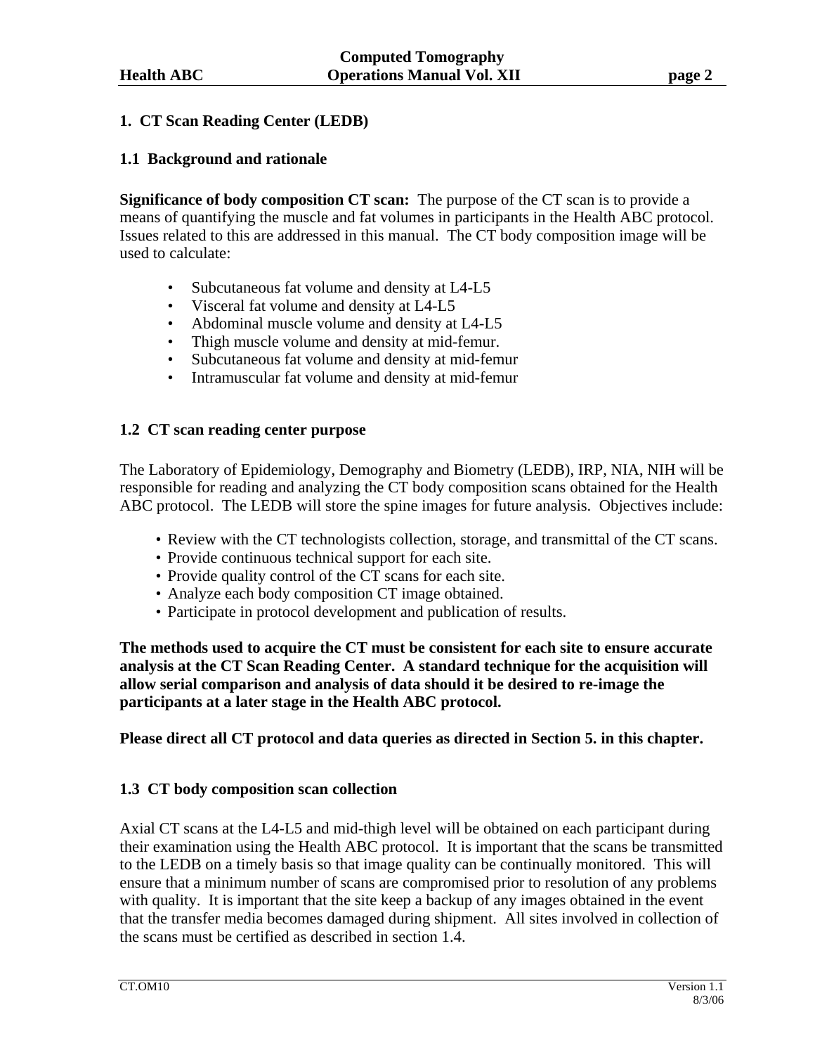## 1. CT Scan Reading Center (LEDB)

### 1.1 Background and rationale

**Significance of body composition CT scan:** The purpose of the CT scan is to provide a means of quantifying the muscle and fat volumes in participants in the Health ABC protocol. Issues related to this are addressed in this manual. The CT body composition image will be used to calculate:

- Subcutaneous fat volume and density at L4-L5
- Visceral fat volume and density at L4-L5
- Abdominal muscle volume and density at L4-L5
- Thigh muscle volume and density at mid-femur.
- Subcutaneous fat volume and density at mid-femur
- Intramuscular fat volume and density at mid-femur

### 1.2 CT scan reading center purpose

The Laboratory of Epidemiology, Demography and Biometry (LEDB), IRP, NIA, NIH will be responsible for reading and analyzing the CT body composition scans obtained for the Health ABC protocol. The LEDB will store the spine images for future analysis. Objectives include:

- Review with the CT technologists collection, storage, and transmittal of the CT scans.
- Provide continuous technical support for each site.
- Provide quality control of the CT scans for each site.
- Analyze each body composition CT image obtained.
- Participate in protocol development and publication of results.

**The methods used to acquire the CT must be consistent for each site to ensure accurate analysis at the CT Scan Reading Center. A standard technique for the acquisition will allow serial comparison and analysis of data should it be desired to re-image the participants at a later stage in the Health ABC protocol.**

**Please direct all CT protocol and data queries as directed in Section 5. in this chapter.**

### 1.3 CT body composition scan collection

Axial CT scans at the L4-L5 and mid-thigh level will be obtained on each participant during their examination using the Health ABC protocol. It is important that the scans be transmitted to the LEDB on a timely basis so that image quality can be continually monitored. This will ensure that a minimum number of scans are compromised prior to resolution of any problems with quality. It is important that the site keep a backup of any images obtained in the event that the transfer media becomes damaged during shipment. All sites involved in collection of the scans must be certified as described in section 1.4.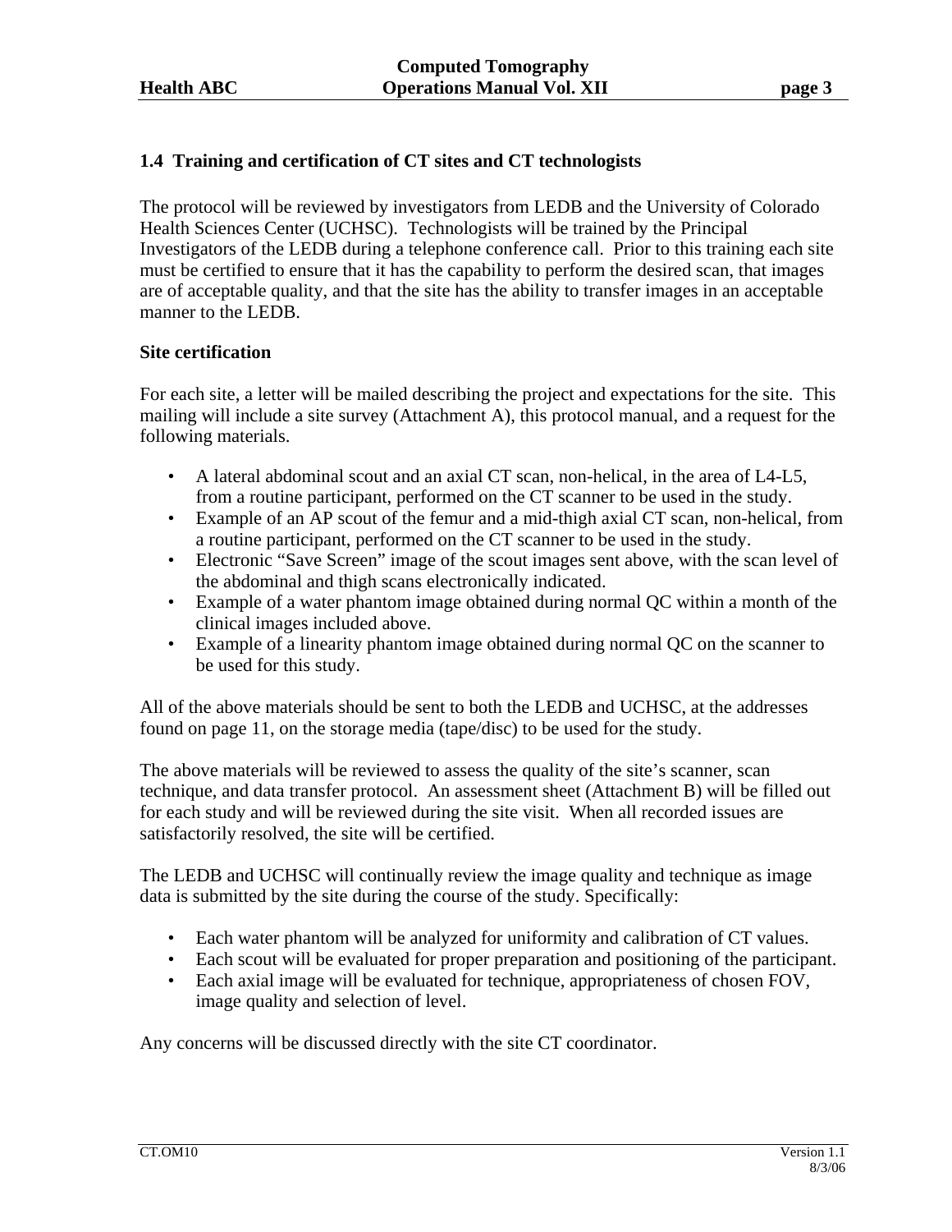## 1.4 Training and certification of CT sites and CT technologists

The protocol will be reviewed by investigators from LEDB and the University of Colorado Health Sciences Center (UCHSC). Technologists will be trained by the Principal Investigators of the LEDB during a telephone conference call. Prior to this training each site must be certified to ensure that it has the capability to perform the desired scan, that images are of acceptable quality, and that the site has the ability to transfer images in an acceptable manner to the LEDB.

### Site certification

For each site, a letter will be mailed describing the project and expectations for the site. This mailing will include a site survey (Attachment A), this protocol manual, and a request for the following materials.

- A lateral abdominal scout and an axial CT scan, non-helical, in the area of L4-L5, from a routine participant, performed on the CT scanner to be used in the study.
- Example of an AP scout of the femur and a mid-thigh axial CT scan, non-helical, from a routine participant, performed on the CT scanner to be used in the study.
- Electronic "Save Screen" image of the scout images sent above, with the scan level of the abdominal and thigh scans electronically indicated.
- Example of a water phantom image obtained during normal QC within a month of the clinical images included above.
- Example of a linearity phantom image obtained during normal QC on the scanner to be used for this study.

All of the above materials should be sent to both the LEDB and UCHSC, at the addresses found on page 11, on the storage media (tape/disc) to be used for the study.

The above materials will be reviewed to assess the quality of the site's scanner, scan technique, and data transfer protocol. An assessment sheet (Attachment B) will be filled out for each study and will be reviewed during the site visit. When all recorded issues are satisfactorily resolved, the site will be certified.

The LEDB and UCHSC will continually review the image quality and technique as image data is submitted by the site during the course of the study. Specifically:

- Each water phantom will be analyzed for uniformity and calibration of CT values.
- Each scout will be evaluated for proper preparation and positioning of the participant.
- Each axial image will be evaluated for technique, appropriateness of chosen FOV, image quality and selection of level.

Any concerns will be discussed directly with the site CT coordinator.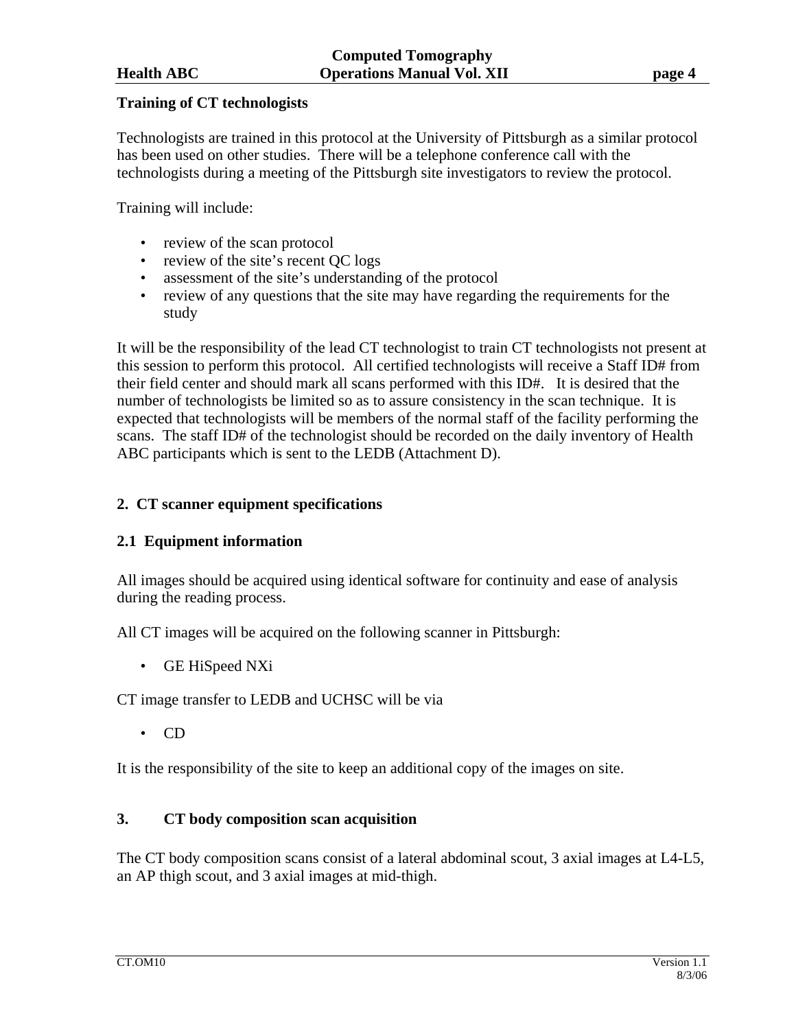**Training of CT technologists**

Technologists are trained in this protocol at the University of Pittsburgh as a similar protocol has been used on other studies. There will be a telephone conference call with the technologists during a meeting of the Pittsburgh site investigators to review the protocol.

Training will include:

- review of the scan protocol
- review of the site's recent QC logs
- assessment of the site's understanding of the protocol
- review of any questions that the site may have regarding the requirements for the study

It will be the responsibility of the lead CT technologist to train CT technologists not present at this session to perform this protocol. All certified technologists will receive a Staff ID# from their field center and should mark all scans performed with this ID#. It is desired that the number of technologists be limited so as to assure consistency in the scan technique. It is expected that technologists will be members of the normal staff of the facility performing the scans. The staff ID# of the technologist should be recorded on the daily inventory of Health ABC participants which is sent to the LEDB (Attachment D).

## 2. CT scanner equipment specifications

### 2.1 Equipment information

All images should be acquired using identical software for continuity and ease of analysis during the reading process.

All CT images will be acquired on the following scanner in Pittsburgh:

- GE HiSpeed NXi

CT image transfer to LEDB and UCHSC will be via

- CD

It is the responsibility of the site to keep an additional copy of the images on site.

## 3. CT body composition scan acquisition

The CT body composition scans consist of a lateral abdominal scout, 3 axial images at L4-L5, an AP thigh scout, and 3 axial images at mid-thigh.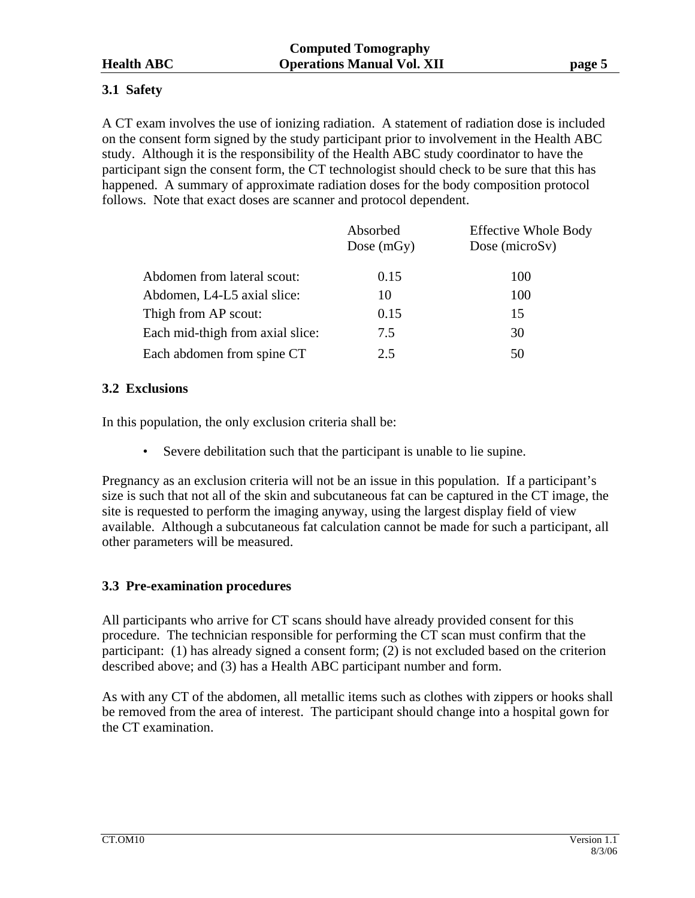## 3.1 Safety

A CT exam involves the use of ionizing radiation. A statement of radiation dose is included on the consent form signed by the study participant prior to involvement in the Health ABC study. Although it is the responsibility of the Health ABC study coordinator to have the participant sign the consent form, the CT technologist should check to be sure that this has happened. A summary of approximate radiation doses for the body composition protocol follows. Note that exact doses are scanner and protocol dependent.

| | Absorbed Dose (mGy) | Effective Whole Body Dose (microSv) |
|---|---|---|
| Abdomen from lateral scout: | 0.15 | 100 |
| Abdomen, L4-L5 axial slice: | 10 | 100 |
| Thigh from AP scout: | 0.15 | 15 |
| Each mid-thigh from axial slice: | 7.5 | 30 |
| Each abdomen from spine CT | 2.5 | 50 |

## 3.2 Exclusions

In this population, the only exclusion criteria shall be:

- Severe debilitation such that the participant is unable to lie supine.

Pregnancy as an exclusion criteria will not be an issue in this population. If a participant's size is such that not all of the skin and subcutaneous fat can be captured in the CT image, the site is requested to perform the imaging anyway, using the largest display field of view available. Although a subcutaneous fat calculation cannot be made for such a participant, all other parameters will be measured.

## 3.3 Pre-examination procedures

All participants who arrive for CT scans should have already provided consent for this procedure. The technician responsible for performing the CT scan must confirm that the participant: (1) has already signed a consent form; (2) is not excluded based on the criterion described above; and (3) has a Health ABC participant number and form.

As with any CT of the abdomen, all metallic items such as clothes with zippers or hooks shall be removed from the area of interest. The participant should change into a hospital gown for the CT examination.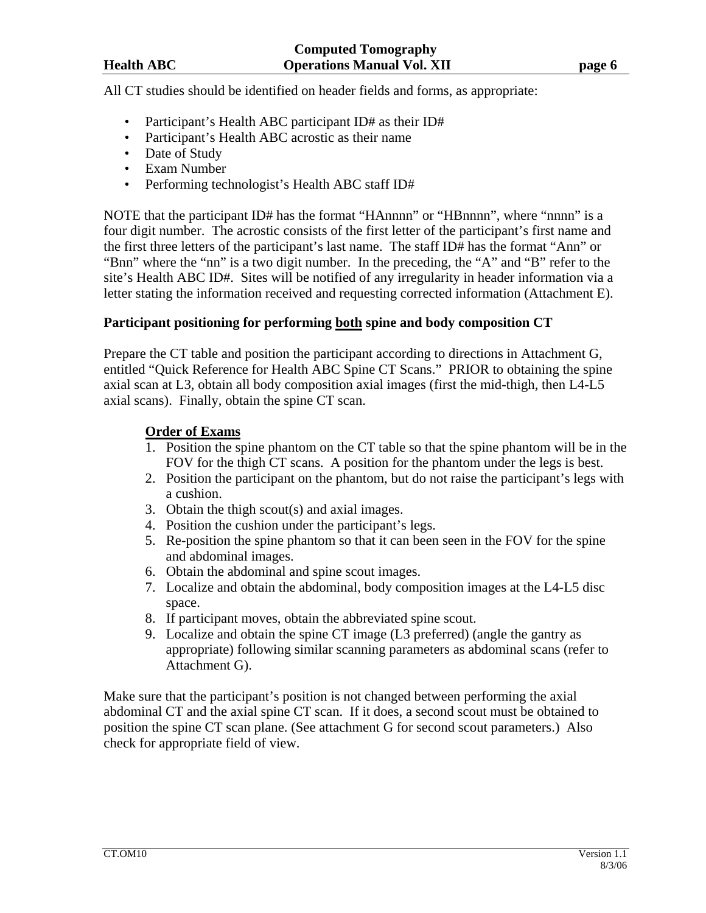All CT studies should be identified on header fields and forms, as appropriate:

- Participant's Health ABC participant ID# as their ID#
- Participant's Health ABC acrostic as their name
- Date of Study
- Exam Number
- Performing technologist's Health ABC staff ID#

NOTE that the participant ID# has the format "HAnnnn" or "HBnnnn", where "nnnn" is a four digit number. The acrostic consists of the first letter of the participant's first name and the first three letters of the participant's last name. The staff ID# has the format "Ann" or "Bnn" where the "nn" is a two digit number. In the preceding, the "A" and "B" refer to the site's Health ABC ID#. Sites will be notified of any irregularity in header information via a letter stating the information received and requesting corrected information (Attachment E).

**Participant positioning for performing both spine and body composition CT**

Prepare the CT table and position the participant according to directions in Attachment G, entitled "Quick Reference for Health ABC Spine CT Scans." PRIOR to obtaining the spine axial scan at L3, obtain all body composition axial images (first the mid-thigh, then L4-L5 axial scans). Finally, obtain the spine CT scan.

**Order of Exams**

1. Position the spine phantom on the CT table so that the spine phantom will be in the FOV for the thigh CT scans. A position for the phantom under the legs is best.
2. Position the participant on the phantom, but do not raise the participant's legs with a cushion.
3. Obtain the thigh scout(s) and axial images.
4. Position the cushion under the participant's legs.
5. Re-position the spine phantom so that it can been seen in the FOV for the spine and abdominal images.
6. Obtain the abdominal and spine scout images.
7. Localize and obtain the abdominal, body composition images at the L4-L5 disc space.
8. If participant moves, obtain the abbreviated spine scout.
9. Localize and obtain the spine CT image (L3 preferred) (angle the gantry as appropriate) following similar scanning parameters as abdominal scans (refer to Attachment G).

Make sure that the participant's position is not changed between performing the axial abdominal CT and the axial spine CT scan. If it does, a second scout must be obtained to position the spine CT scan plane. (See attachment G for second scout parameters.) Also check for appropriate field of view.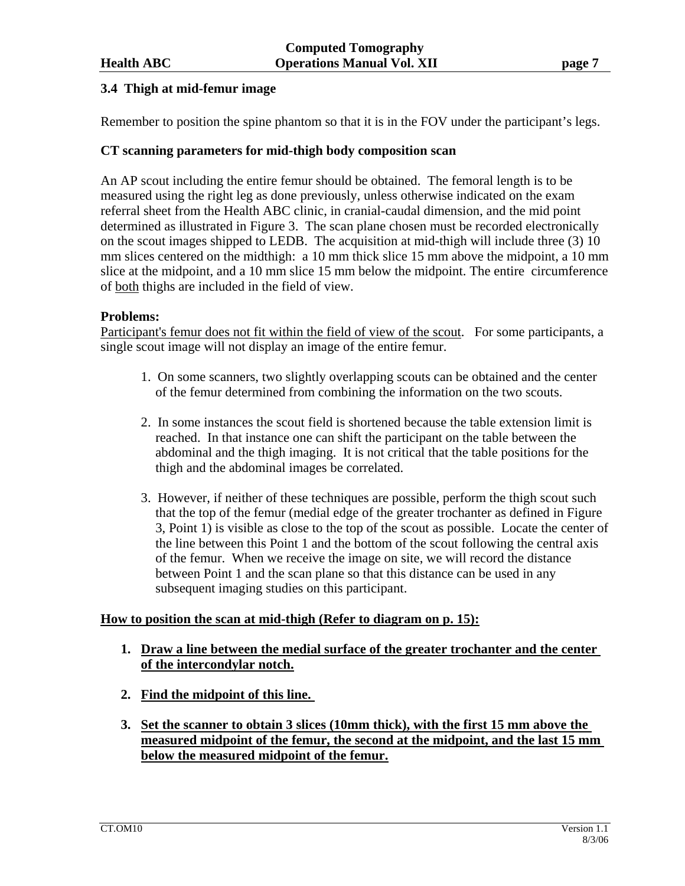### 3.4 Thigh at mid-femur image

Remember to position the spine phantom so that it is in the FOV under the participant's legs.

**CT scanning parameters for mid-thigh body composition scan**

An AP scout including the entire femur should be obtained. The femoral length is to be measured using the right leg as done previously, unless otherwise indicated on the exam referral sheet from the Health ABC clinic, in cranial-caudal dimension, and the mid point determined as illustrated in Figure 3. The scan plane chosen must be recorded electronically on the scout images shipped to LEDB. The acquisition at mid-thigh will include three (3) 10 mm slices centered on the midthigh: a 10 mm thick slice 15 mm above the midpoint, a 10 mm slice at the midpoint, and a 10 mm slice 15 mm below the midpoint. The entire circumference of <u>both</u> thighs are included in the field of view.

**Problems:**

<u>Participant's femur does not fit within the field of view of the scout</u>. For some participants, a single scout image will not display an image of the entire femur.

1. On some scanners, two slightly overlapping scouts can be obtained and the center of the femur determined from combining the information on the two scouts.

2. In some instances the scout field is shortened because the table extension limit is reached. In that instance one can shift the participant on the table between the abdominal and the thigh imaging. It is not critical that the table positions for the thigh and the abdominal images be correlated.

3. However, if neither of these techniques are possible, perform the thigh scout such that the top of the femur (medial edge of the greater trochanter as defined in Figure 3, Point 1) is visible as close to the top of the scout as possible. Locate the center of the line between this Point 1 and the bottom of the scout following the central axis of the femur. When we receive the image on site, we will record the distance between Point 1 and the scan plane so that this distance can be used in any subsequent imaging studies on this participant.

**<u>How to position the scan at mid-thigh (Refer to diagram on p. 15):</u>**

1. **<u>Draw a line between the medial surface of the greater trochanter and the center of the intercondylar notch.</u>**

2. **<u>Find the midpoint of this line.</u>**

3. **<u>Set the scanner to obtain 3 slices (10mm thick), with the first 15 mm above the measured midpoint of the femur, the second at the midpoint, and the last 15 mm below the measured midpoint of the femur.</u>**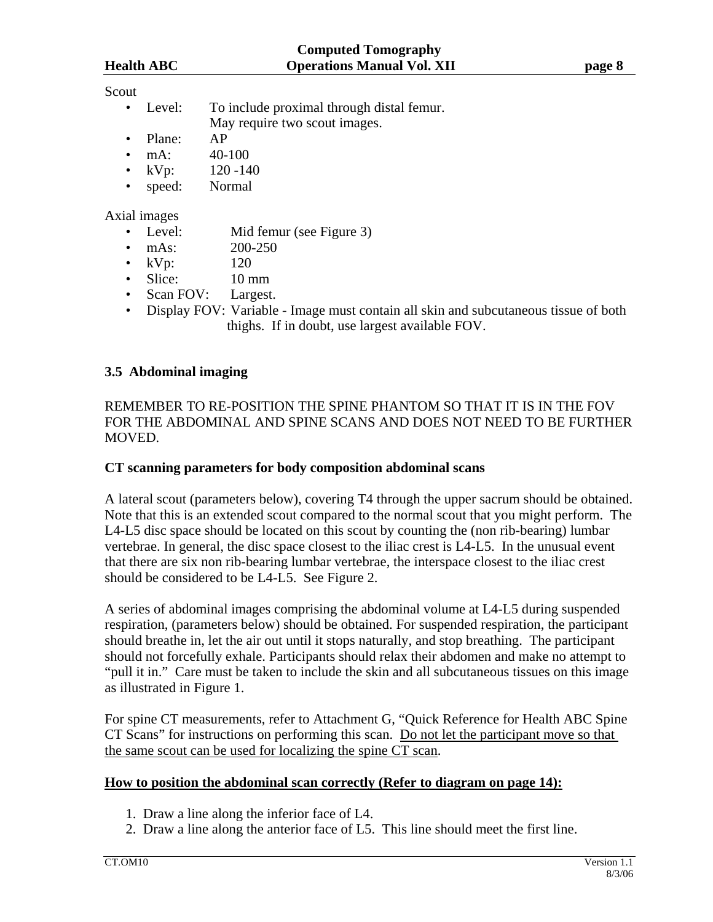Scout

- Level: To include proximal through distal femur. May require two scout images.
- Plane: AP
- mA: 40-100
- kVp: 120 -140
- speed: Normal

Axial images

- Level: Mid femur (see Figure 3)
- mAs: 200-250
- kVp: 120
- Slice: 10 mm
- Scan FOV: Largest.
- Display FOV: Variable - Image must contain all skin and subcutaneous tissue of both thighs. If in doubt, use largest available FOV.

### 3.5 Abdominal imaging

REMEMBER TO RE-POSITION THE SPINE PHANTOM SO THAT IT IS IN THE FOV FOR THE ABDOMINAL AND SPINE SCANS AND DOES NOT NEED TO BE FURTHER MOVED.

**CT scanning parameters for body composition abdominal scans**

A lateral scout (parameters below), covering T4 through the upper sacrum should be obtained. Note that this is an extended scout compared to the normal scout that you might perform. The L4-L5 disc space should be located on this scout by counting the (non rib-bearing) lumbar vertebrae. In general, the disc space closest to the iliac crest is L4-L5. In the unusual event that there are six non rib-bearing lumbar vertebrae, the interspace closest to the iliac crest should be considered to be L4-L5. See Figure 2.

A series of abdominal images comprising the abdominal volume at L4-L5 during suspended respiration, (parameters below) should be obtained. For suspended respiration, the participant should breathe in, let the air out until it stops naturally, and stop breathing. The participant should not forcefully exhale. Participants should relax their abdomen and make no attempt to "pull it in." Care must be taken to include the skin and all subcutaneous tissues on this image as illustrated in Figure 1.

For spine CT measurements, refer to Attachment G, "Quick Reference for Health ABC Spine CT Scans" for instructions on performing this scan. <u>Do not let the participant move so that the same scout can be used for localizing the spine CT scan</u>.

**<u>How to position the abdominal scan correctly (Refer to diagram on page 14):</u>**

1. Draw a line along the inferior face of L4.
2. Draw a line along the anterior face of L5. This line should meet the first line.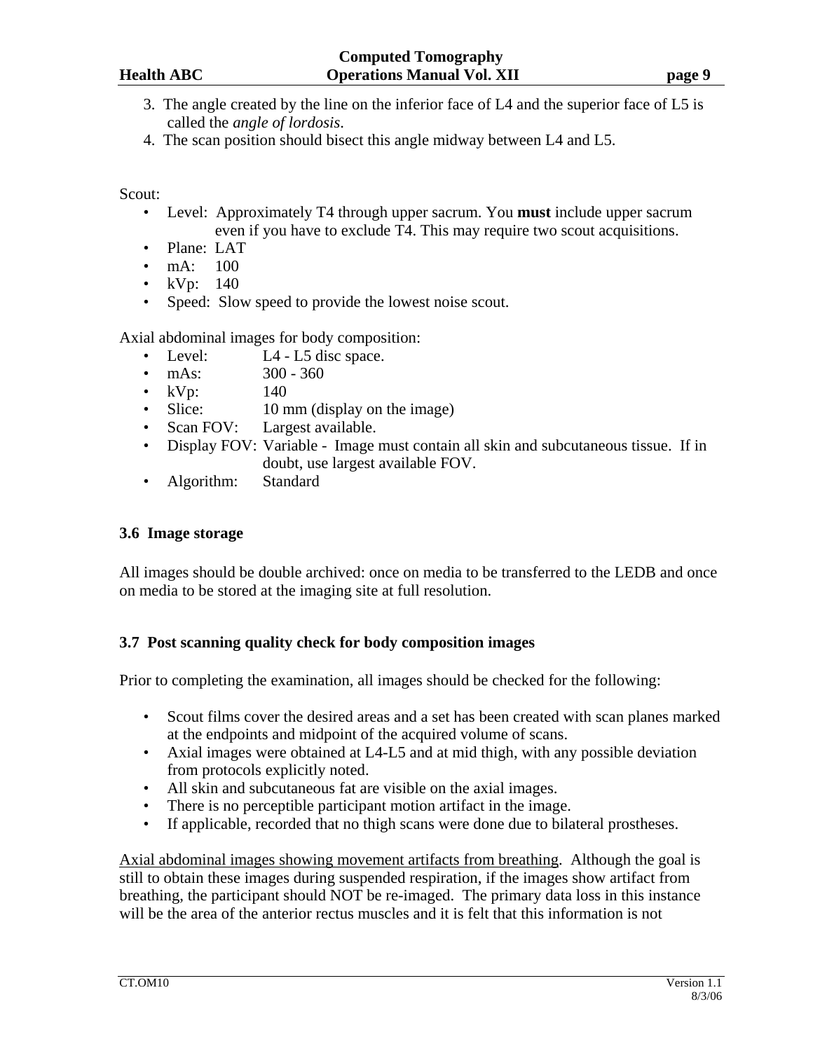3. The angle created by the line on the inferior face of L4 and the superior face of L5 is called the *angle of lordosis*.
4. The scan position should bisect this angle midway between L4 and L5.

Scout:

- Level: Approximately T4 through upper sacrum. You **must** include upper sacrum even if you have to exclude T4. This may require two scout acquisitions.
- Plane: LAT
- mA: 100
- kVp: 140
- Speed: Slow speed to provide the lowest noise scout.

Axial abdominal images for body composition:

- Level: L4 - L5 disc space.
- mAs: 300 - 360
- kVp: 140
- Slice: 10 mm (display on the image)
- Scan FOV: Largest available.
- Display FOV: Variable - Image must contain all skin and subcutaneous tissue. If in doubt, use largest available FOV.
- Algorithm: Standard

### 3.6 Image storage

All images should be double archived: once on media to be transferred to the LEDB and once on media to be stored at the imaging site at full resolution.

### 3.7 Post scanning quality check for body composition images

Prior to completing the examination, all images should be checked for the following:

- Scout films cover the desired areas and a set has been created with scan planes marked at the endpoints and midpoint of the acquired volume of scans.
- Axial images were obtained at L4-L5 and at mid thigh, with any possible deviation from protocols explicitly noted.
- All skin and subcutaneous fat are visible on the axial images.
- There is no perceptible participant motion artifact in the image.
- If applicable, recorded that no thigh scans were done due to bilateral prostheses.

<u>Axial abdominal images showing movement artifacts from breathing</u>. Although the goal is still to obtain these images during suspended respiration, if the images show artifact from breathing, the participant should NOT be re-imaged. The primary data loss in this instance will be the area of the anterior rectus muscles and it is felt that this information is not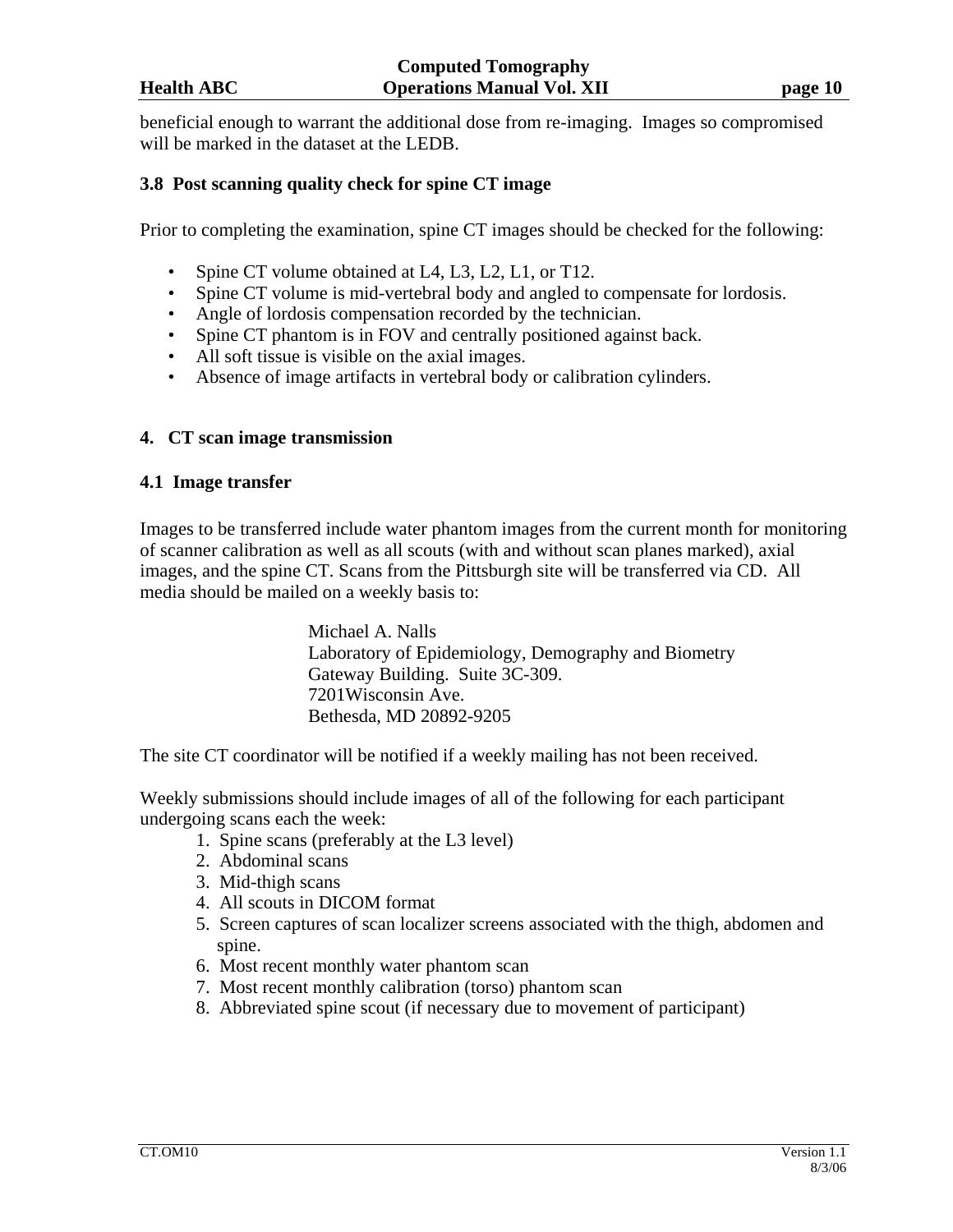beneficial enough to warrant the additional dose from re-imaging. Images so compromised will be marked in the dataset at the LEDB.

### 3.8 Post scanning quality check for spine CT image

Prior to completing the examination, spine CT images should be checked for the following:

- Spine CT volume obtained at L4, L3, L2, L1, or T12.
- Spine CT volume is mid-vertebral body and angled to compensate for lordosis.
- Angle of lordosis compensation recorded by the technician.
- Spine CT phantom is in FOV and centrally positioned against back.
- All soft tissue is visible on the axial images.
- Absence of image artifacts in vertebral body or calibration cylinders.

## 4. CT scan image transmission

### 4.1 Image transfer

Images to be transferred include water phantom images from the current month for monitoring of scanner calibration as well as all scouts (with and without scan planes marked), axial images, and the spine CT. Scans from the Pittsburgh site will be transferred via CD. All media should be mailed on a weekly basis to:

Michael A. Nalls
Laboratory of Epidemiology, Demography and Biometry
Gateway Building. Suite 3C-309.
7201Wisconsin Ave.
Bethesda, MD 20892-9205

The site CT coordinator will be notified if a weekly mailing has not been received.

Weekly submissions should include images of all of the following for each participant undergoing scans each the week:

1. Spine scans (preferably at the L3 level)
2. Abdominal scans
3. Mid-thigh scans
4. All scouts in DICOM format
5. Screen captures of scan localizer screens associated with the thigh, abdomen and spine.
6. Most recent monthly water phantom scan
7. Most recent monthly calibration (torso) phantom scan
8. Abbreviated spine scout (if necessary due to movement of participant)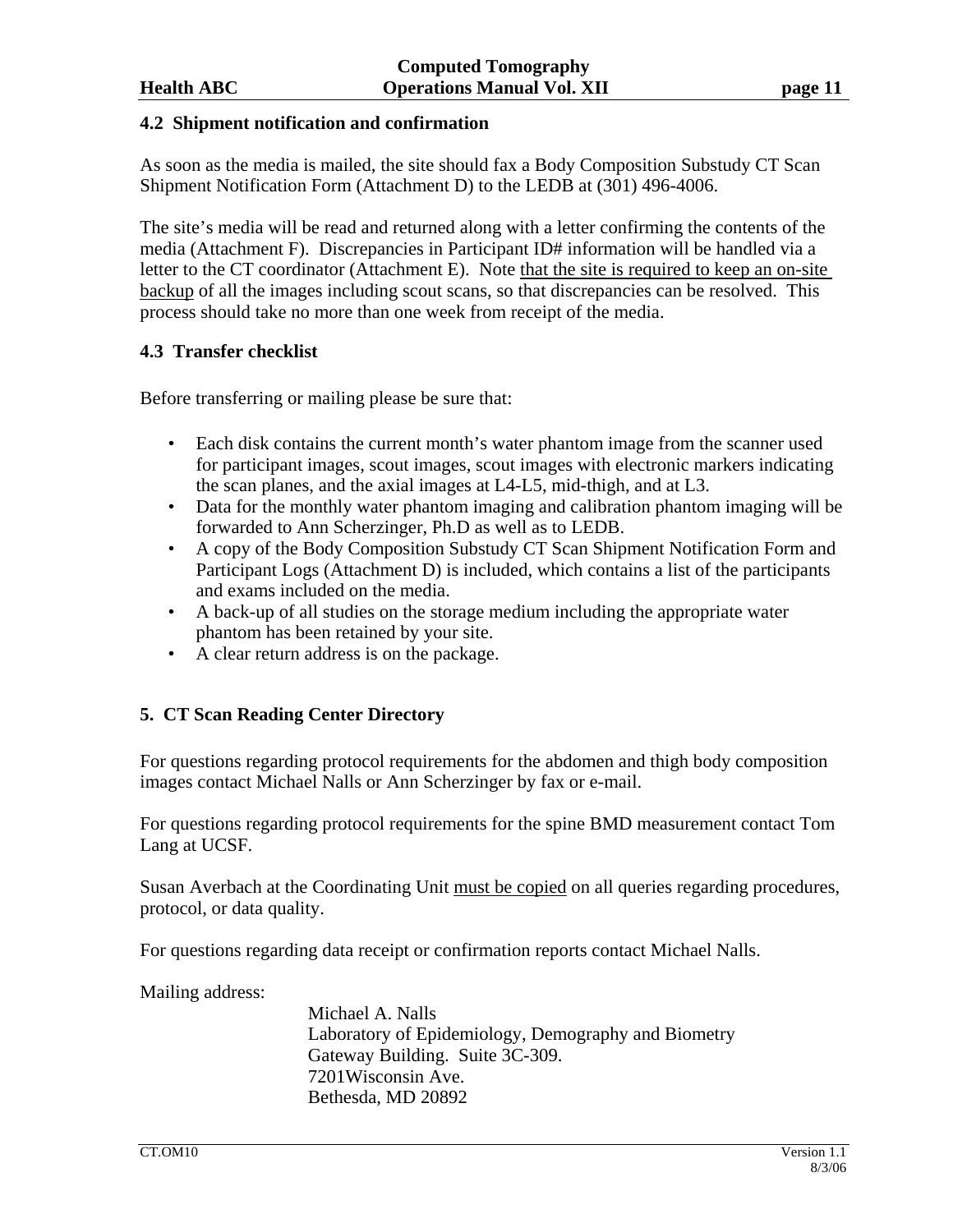### 4.2 Shipment notification and confirmation

As soon as the media is mailed, the site should fax a Body Composition Substudy CT Scan Shipment Notification Form (Attachment D) to the LEDB at (301) 496-4006.

The site's media will be read and returned along with a letter confirming the contents of the media (Attachment F). Discrepancies in Participant ID# information will be handled via a letter to the CT coordinator (Attachment E). Note that the site is required to keep an on-site backup of all the images including scout scans, so that discrepancies can be resolved. This process should take no more than one week from receipt of the media.

### 4.3 Transfer checklist

Before transferring or mailing please be sure that:

- Each disk contains the current month's water phantom image from the scanner used for participant images, scout images, scout images with electronic markers indicating the scan planes, and the axial images at L4-L5, mid-thigh, and at L3.
- Data for the monthly water phantom imaging and calibration phantom imaging will be forwarded to Ann Scherzinger, Ph.D as well as to LEDB.
- A copy of the Body Composition Substudy CT Scan Shipment Notification Form and Participant Logs (Attachment D) is included, which contains a list of the participants and exams included on the media.
- A back-up of all studies on the storage medium including the appropriate water phantom has been retained by your site.
- A clear return address is on the package.

## 5. CT Scan Reading Center Directory

For questions regarding protocol requirements for the abdomen and thigh body composition images contact Michael Nalls or Ann Scherzinger by fax or e-mail.

For questions regarding protocol requirements for the spine BMD measurement contact Tom Lang at UCSF.

Susan Averbach at the Coordinating Unit must be copied on all queries regarding procedures, protocol, or data quality.

For questions regarding data receipt or confirmation reports contact Michael Nalls.

Mailing address:

Michael A. Nalls
Laboratory of Epidemiology, Demography and Biometry
Gateway Building. Suite 3C-309.
7201Wisconsin Ave.
Bethesda, MD 20892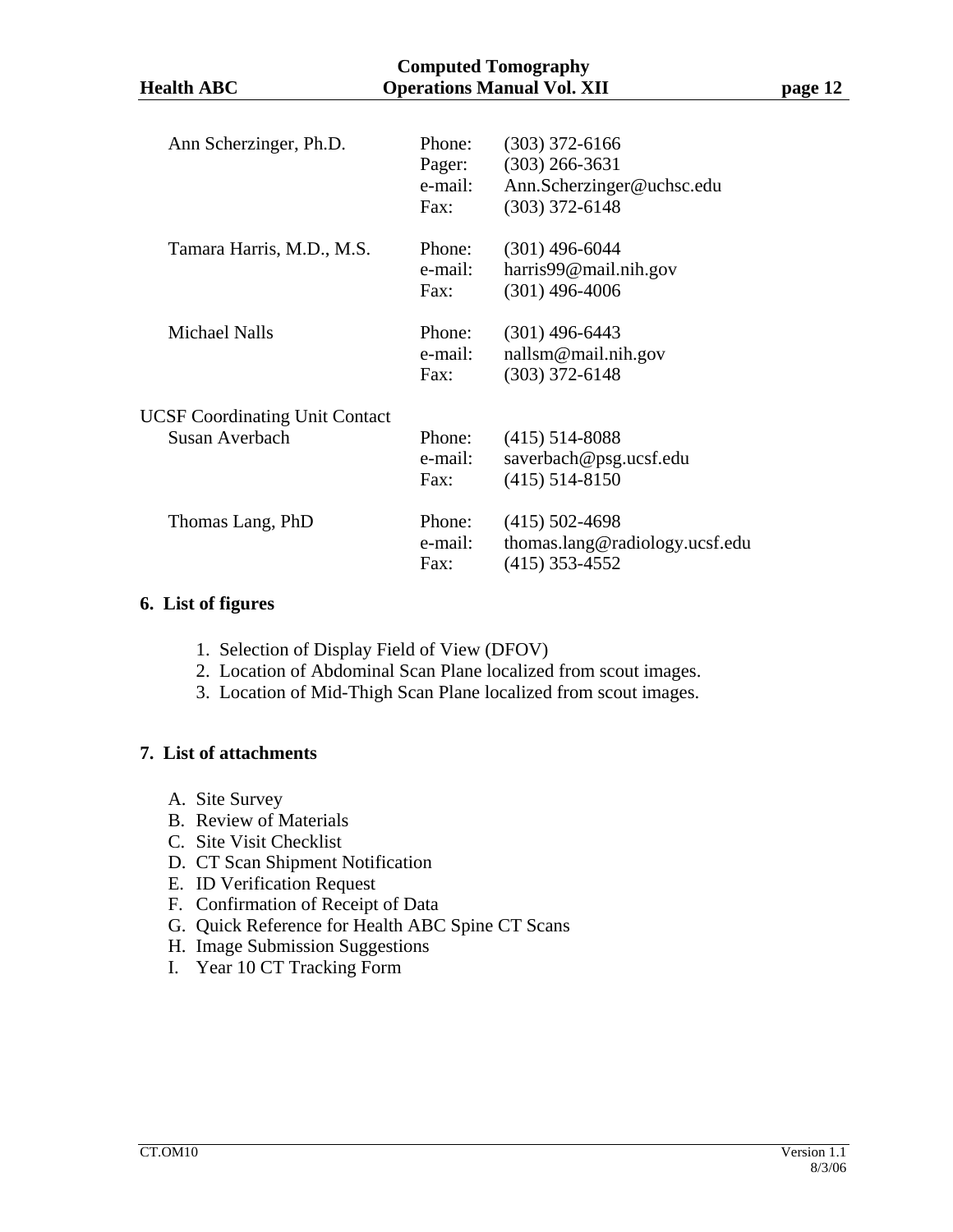| | | |
|---|---|---|
| Ann Scherzinger, Ph.D. | Phone: | (303) 372-6166 |
| | Pager: | (303) 266-3631 |
| | e-mail: | Ann.Scherzinger@uchsc.edu |
| | Fax: | (303) 372-6148 |
| Tamara Harris, M.D., M.S. | Phone: | (301) 496-6044 |
| | e-mail: | harris99@mail.nih.gov |
| | Fax: | (301) 496-4006 |
| Michael Nalls | Phone: | (301) 496-6443 |
| | e-mail: | nallsm@mail.nih.gov |
| | Fax: | (303) 372-6148 |
| UCSF Coordinating Unit Contact | | |
| Susan Averbach | Phone: | (415) 514-8088 |
| | e-mail: | saverbach@psg.ucsf.edu |
| | Fax: | (415) 514-8150 |
| Thomas Lang, PhD | Phone: | (415) 502-4698 |
| | e-mail: | thomas.lang@radiology.ucsf.edu |
| | Fax: | (415) 353-4552 |

## 6. List of figures

1. Selection of Display Field of View (DFOV)
2. Location of Abdominal Scan Plane localized from scout images.
3. Location of Mid-Thigh Scan Plane localized from scout images.

## 7. List of attachments

A. Site Survey
B. Review of Materials
C. Site Visit Checklist
D. CT Scan Shipment Notification
E. ID Verification Request
F. Confirmation of Receipt of Data
G. Quick Reference for Health ABC Spine CT Scans
H. Image Submission Suggestions
I. Year 10 CT Tracking Form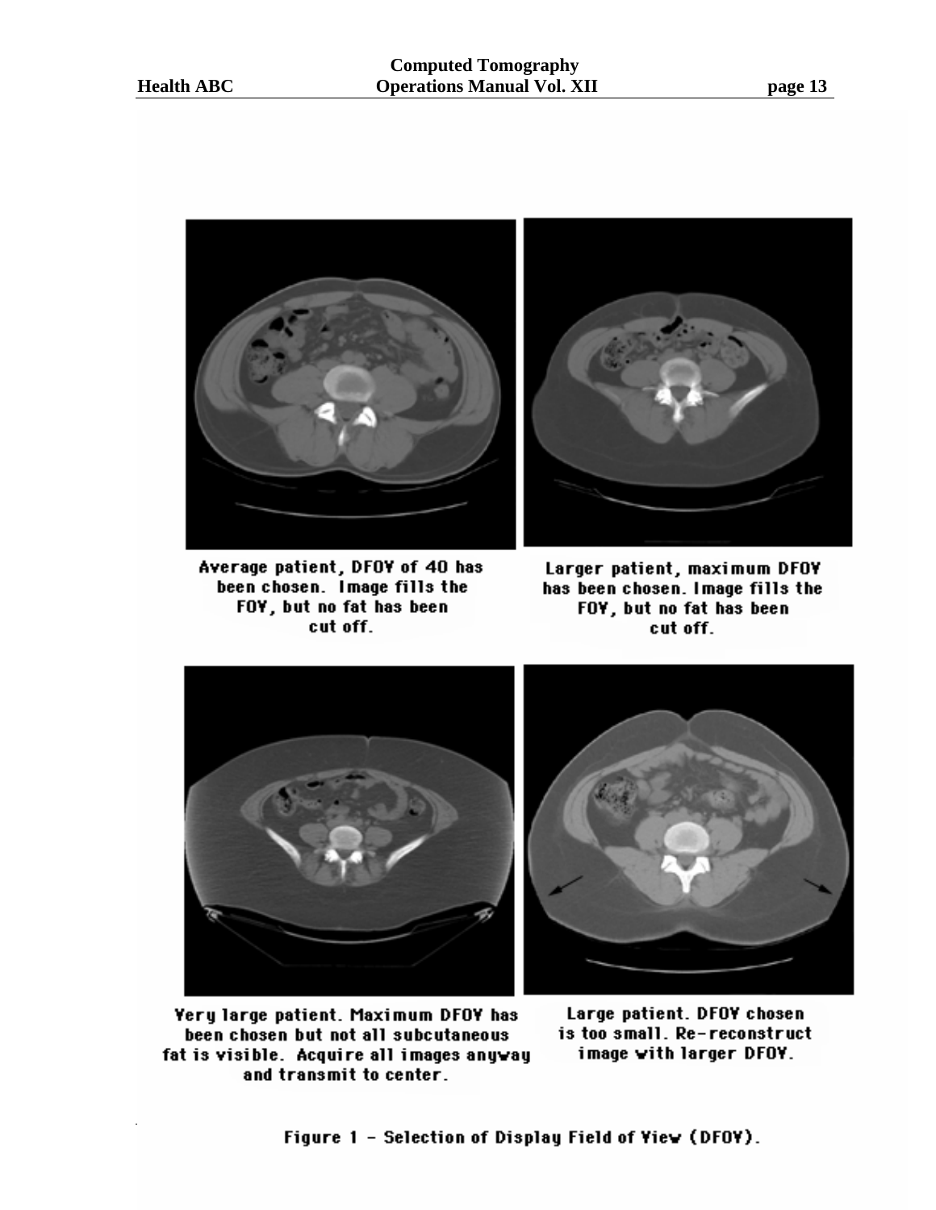Average patient, DFOV of 40 has been chosen. Image fills the FOV, but no fat has been cut off.

Larger patient, maximum DFOV has been chosen. Image fills the FOV, but no fat has been cut off.

Very large patient. Maximum DFOV has been chosen but not all subcutaneous fat is visible. Acquire all images anyway and transmit to center.

Large patient. DFOV chosen is too small. Re-reconstruct image with larger DFOV.

Figure 1 - Selection of Display Field of View (DFOV).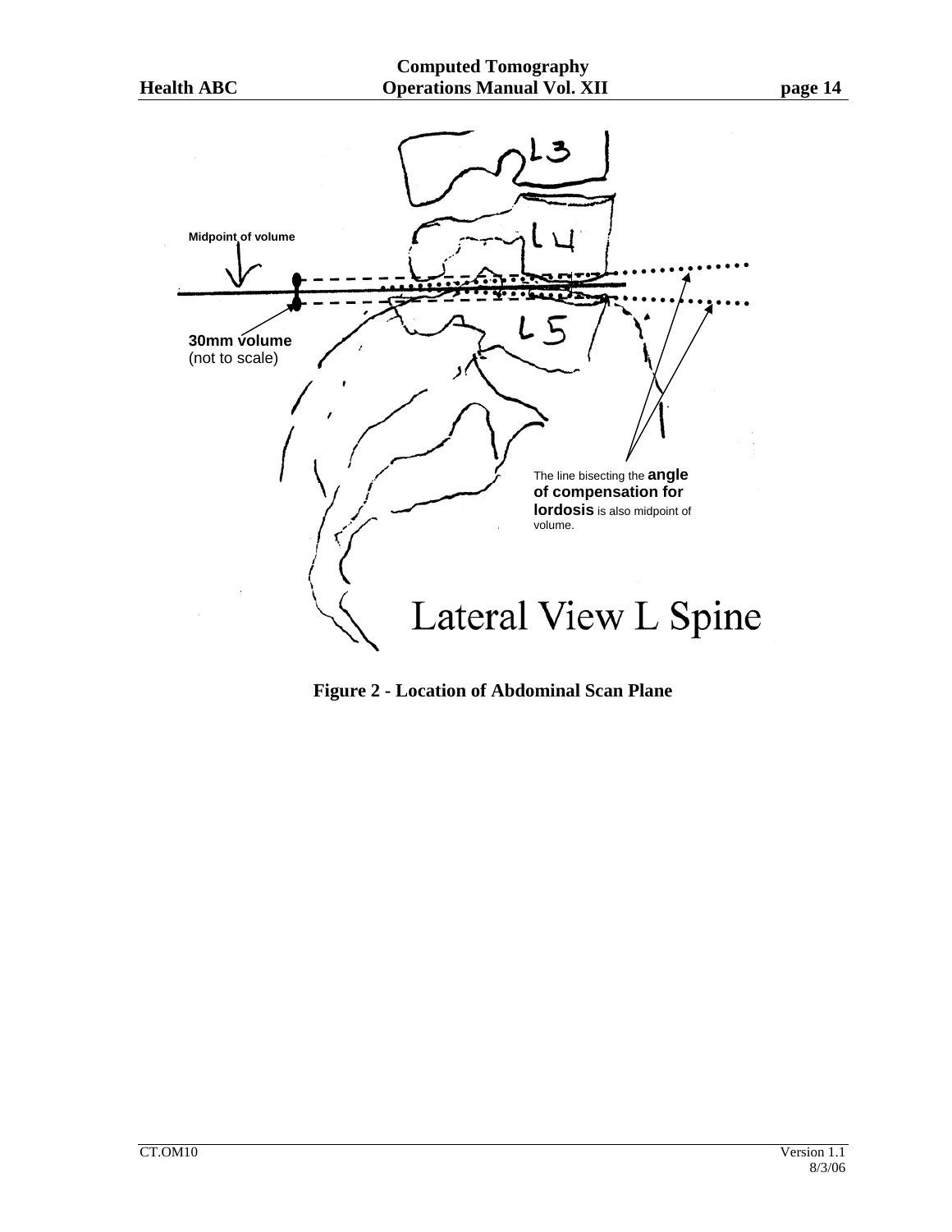Midpoint of volume

30mm volume
(not to scale)

The line bisecting the **angle of compensation for lordosis** is also midpoint of volume.

Lateral View L Spine

**Figure 2 - Location of Abdominal Scan Plane**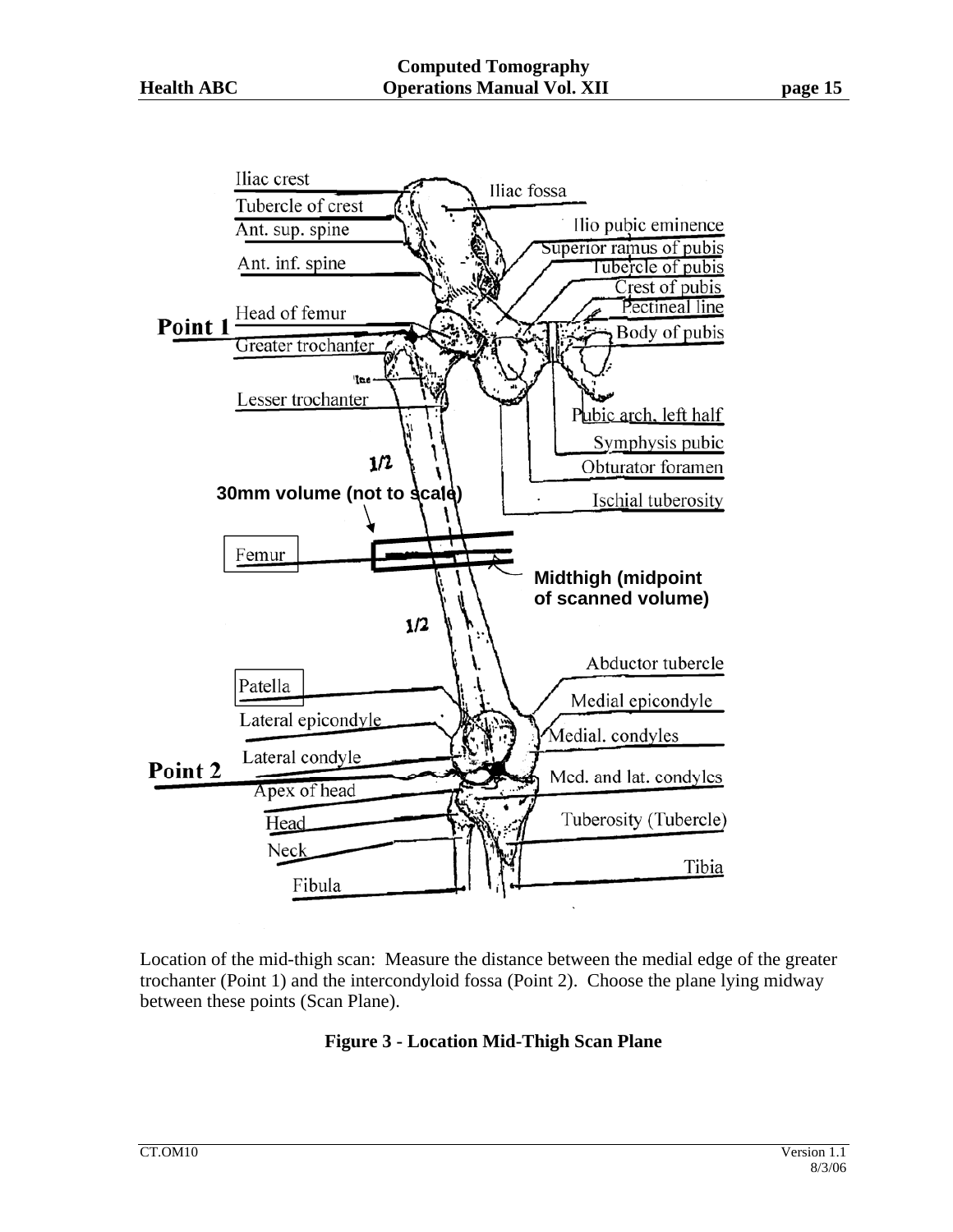Iliac crest

Tubercle of crest

Ant. sup. spine

Ant. inf. spine

Head of femur

Point 1

Greater trochanter

Lesser trochanter

Iliac fossa

Ilio pubic eminence

Superior ramus of pubis

Tubercle of pubis

Crest of pubis

Pectineal line

Body of pubis

Pubic arch, left half

Symphysis pubic

Obturator foramen

Ischial tuberosity

1/2

30mm volume (not to scale)

Femur

Midthigh (midpoint of scanned volume)

1/2

Abductor tubercle

Medial epicondyle

Medial. condyles

Med. and lat. condyles

Tuberosity (Tubercle)

Tibia

Patella

Lateral epicondyle

Lateral condyle

Point 2

Apex of head

Head

Neck

Fibula

Location of the mid-thigh scan: Measure the distance between the medial edge of the greater trochanter (Point 1) and the intercondyloid fossa (Point 2). Choose the plane lying midway between these points (Scan Plane).

**Figure 3 - Location Mid-Thigh Scan Plane**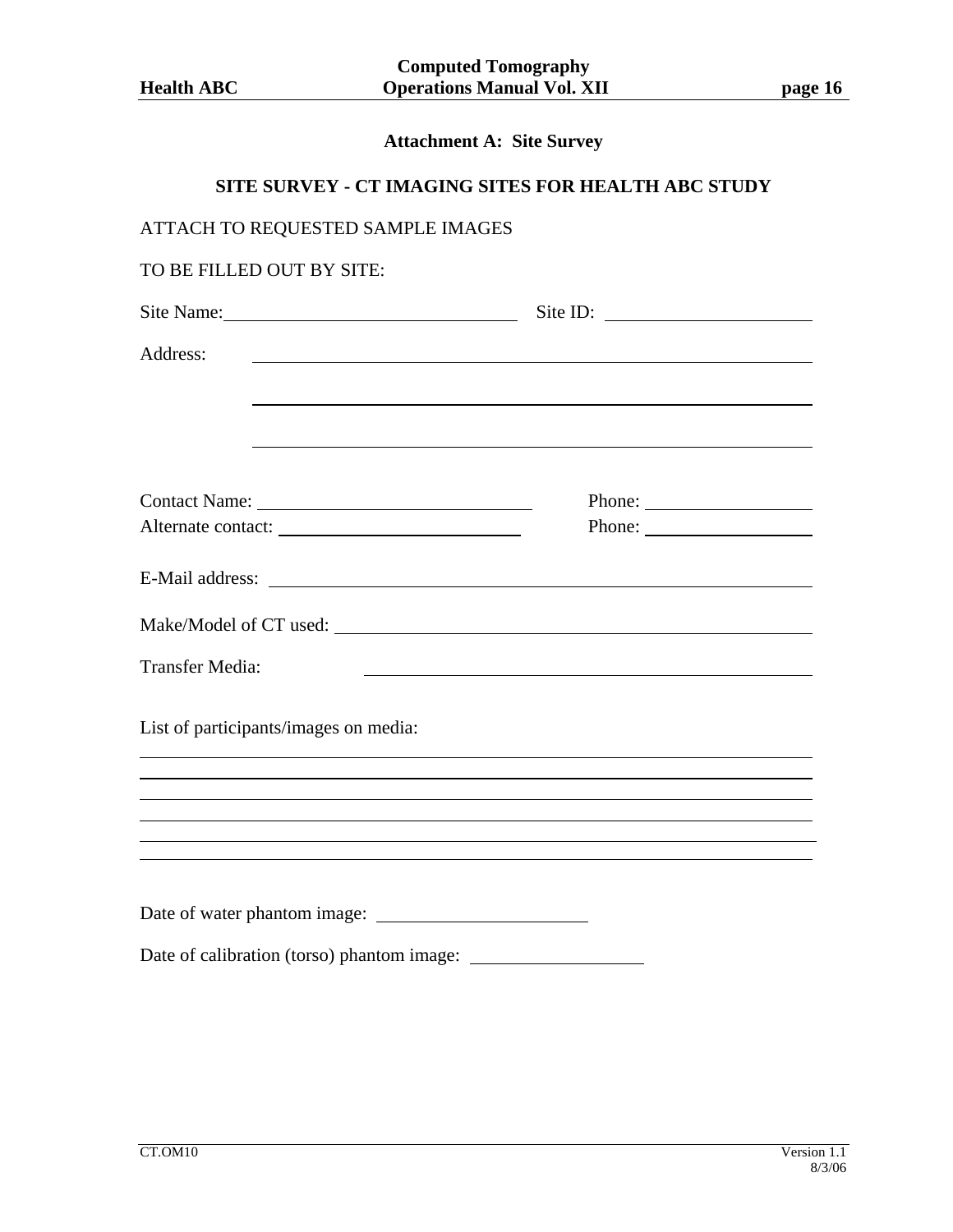## Attachment A: Site Survey

### SITE SURVEY - CT IMAGING SITES FOR HEALTH ABC STUDY

ATTACH TO REQUESTED SAMPLE IMAGES

TO BE FILLED OUT BY SITE:

Site Name: ______________________________ Site ID: ______________________

Address: ____________________________________________________________

____________________________________________________________

____________________________________________________________

Contact Name: ____________________________ Phone: __________________

Alternate contact: __________________________ Phone: __________________

E-Mail address: ______________________________________________________

Make/Model of CT used: ________________________________________________

Transfer Media: ______________________________________________________

List of participants/images on media:

______________________________________________________________________

______________________________________________________________________

______________________________________________________________________

______________________________________________________________________

______________________________________________________________________

______________________________________________________________________

Date of water phantom image: ______________________

Date of calibration (torso) phantom image: __________________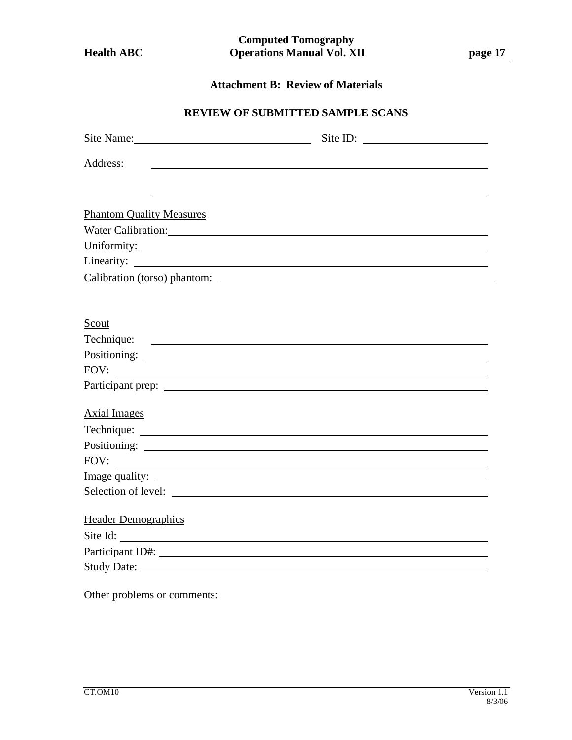## Attachment B: Review of Materials

### REVIEW OF SUBMITTED SAMPLE SCANS

Site Name: ______________________________ Site ID: ____________________

Address: ____________________________________________________________

____________________________________________________________

Phantom Quality Measures

Water Calibration: ____________________________________________________________

Uniformity: ____________________________________________________________

Linearity: ____________________________________________________________

Calibration (torso) phantom: ____________________________________________________________

Scout

Technique: ____________________________________________________________

Positioning: ____________________________________________________________

FOV: ____________________________________________________________

Participant prep: ____________________________________________________________

Axial Images

Technique: ____________________________________________________________

Positioning: ____________________________________________________________

FOV: ____________________________________________________________

Image quality: ____________________________________________________________

Selection of level: ____________________________________________________________

Header Demographics

Site Id: ____________________________________________________________

Participant ID#: ____________________________________________________________

Study Date: ____________________________________________________________

Other problems or comments: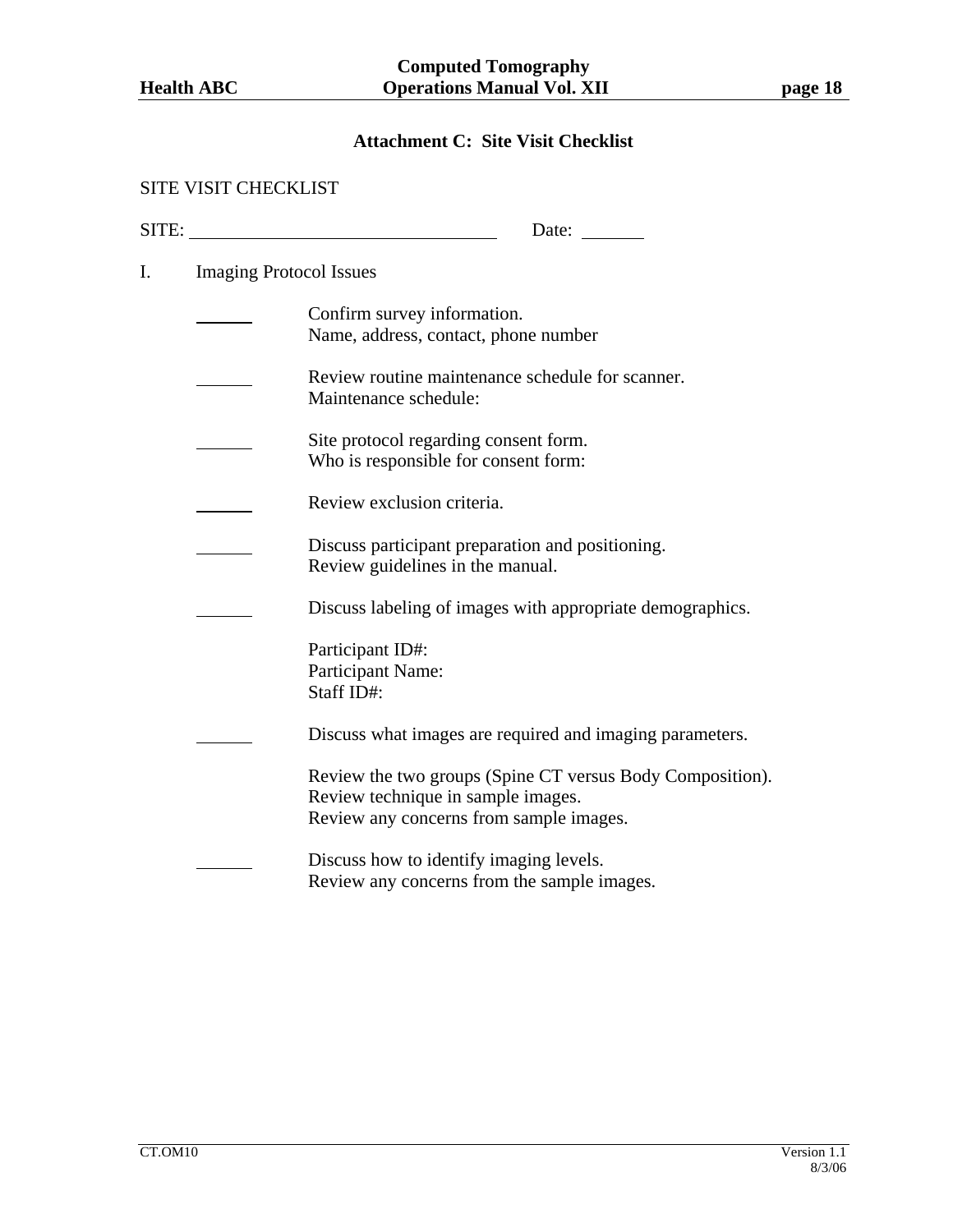## Attachment C: Site Visit Checklist

SITE VISIT CHECKLIST

SITE: ______________________________ Date: _______

I. Imaging Protocol Issues

______ Confirm survey information.
Name, address, contact, phone number

______ Review routine maintenance schedule for scanner.
Maintenance schedule:

______ Site protocol regarding consent form.
Who is responsible for consent form:

______ Review exclusion criteria.

______ Discuss participant preparation and positioning.
Review guidelines in the manual.

______ Discuss labeling of images with appropriate demographics.

Participant ID#:
Participant Name:
Staff ID#:

______ Discuss what images are required and imaging parameters.

Review the two groups (Spine CT versus Body Composition).
Review technique in sample images.
Review any concerns from sample images.

______ Discuss how to identify imaging levels.
Review any concerns from the sample images.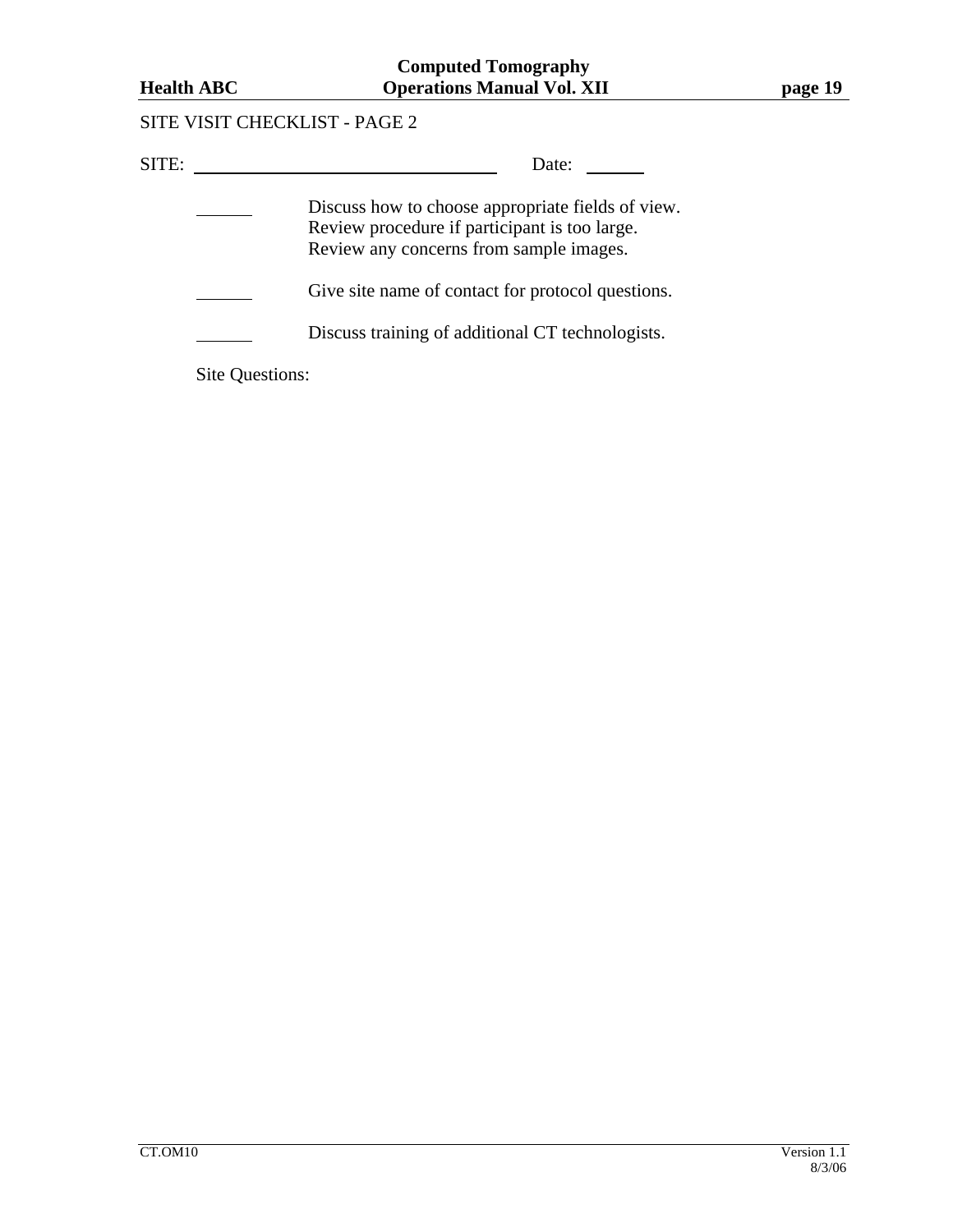SITE VISIT CHECKLIST - PAGE 2

SITE: ________________________________ Date: ______

______ Discuss how to choose appropriate fields of view.
Review procedure if participant is too large.
Review any concerns from sample images.

______ Give site name of contact for protocol questions.

______ Discuss training of additional CT technologists.

Site Questions: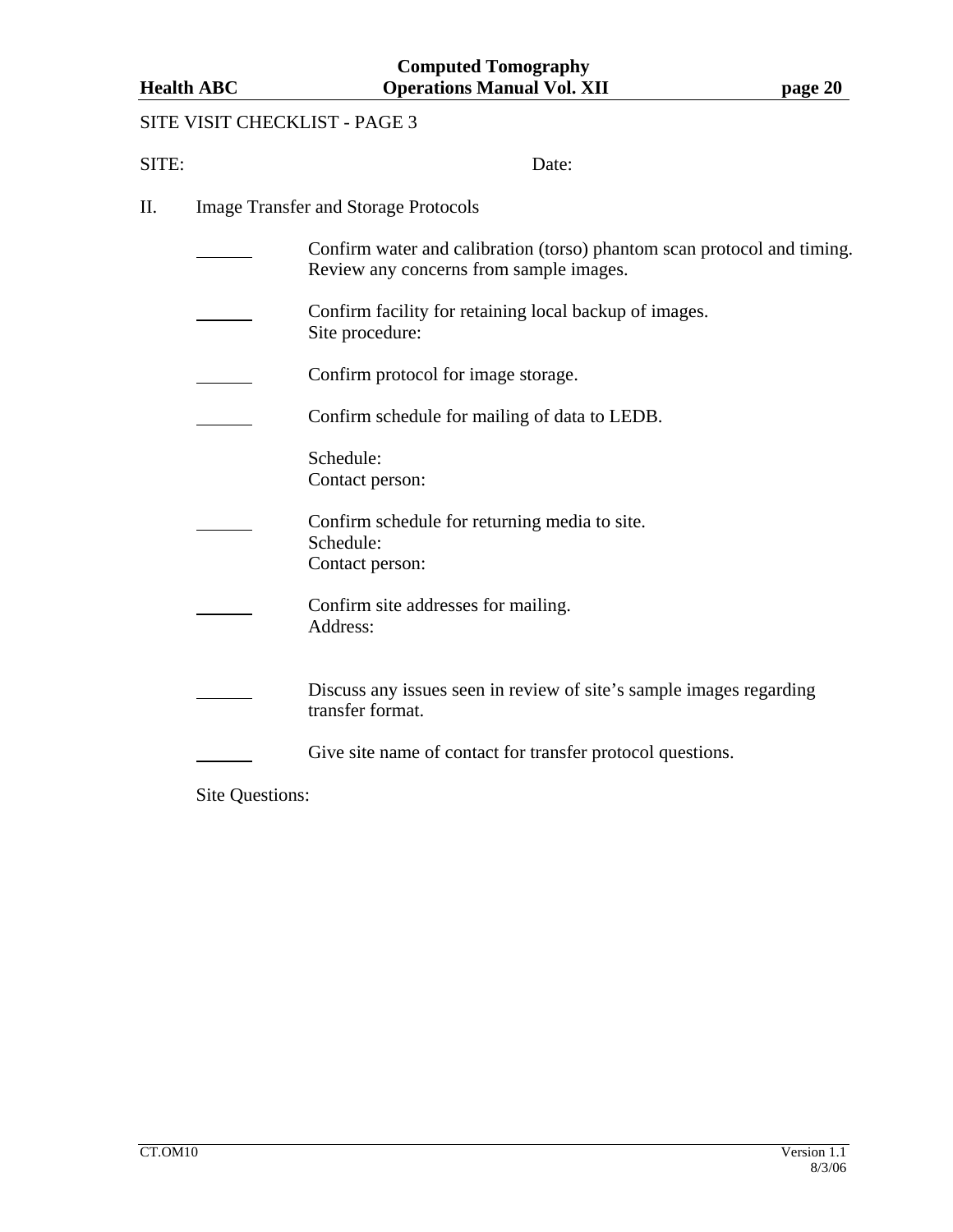SITE VISIT CHECKLIST - PAGE 3

SITE: Date:

II. Image Transfer and Storage Protocols

_______ Confirm water and calibration (torso) phantom scan protocol and timing. Review any concerns from sample images.

_______ Confirm facility for retaining local backup of images.
Site procedure:

_______ Confirm protocol for image storage.

_______ Confirm schedule for mailing of data to LEDB.

Schedule:
Contact person:

_______ Confirm schedule for returning media to site.
Schedule:
Contact person:

_______ Confirm site addresses for mailing.
Address:

_______ Discuss any issues seen in review of site's sample images regarding transfer format.

_______ Give site name of contact for transfer protocol questions.

Site Questions: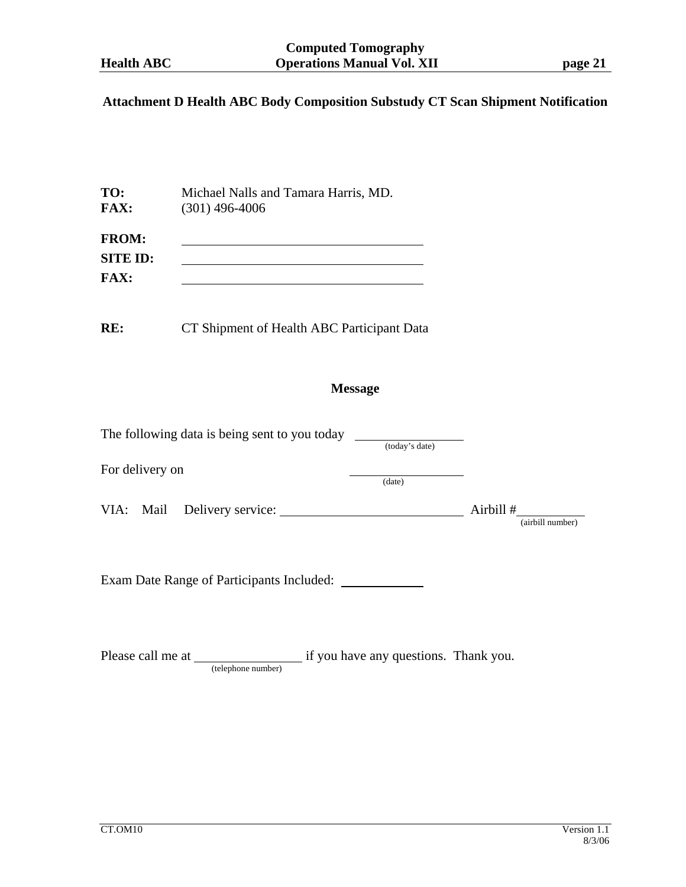## Attachment D Health ABC Body Composition Substudy CT Scan Shipment Notification

**TO:** Michael Nalls and Tamara Harris, MD.
**FAX:** (301) 496-4006

**FROM:** \_\_\_\_\_\_\_\_\_\_\_\_\_\_\_\_\_\_\_\_\_\_\_\_\_\_\_\_\_\_
**SITE ID:** \_\_\_\_\_\_\_\_\_\_\_\_\_\_\_\_\_\_\_\_\_\_\_\_\_\_\_\_\_\_
**FAX:** \_\_\_\_\_\_\_\_\_\_\_\_\_\_\_\_\_\_\_\_\_\_\_\_\_\_\_\_\_\_

**RE:** CT Shipment of Health ABC Participant Data

### Message

The following data is being sent to you today \_\_\_\_\_\_\_\_\_\_\_\_\_\_ (today's date)

For delivery on \_\_\_\_\_\_\_\_\_\_\_\_\_\_ (date)

VIA: Mail Delivery service: \_\_\_\_\_\_\_\_\_\_\_\_\_\_\_\_\_\_\_\_\_\_ Airbill # \_\_\_\_\_\_\_\_\_\_ (airbill number)

Exam Date Range of Participants Included: \_\_\_\_\_\_\_\_\_\_

Please call me at \_\_\_\_\_\_\_\_\_\_\_\_\_\_ (telephone number) if you have any questions. Thank you.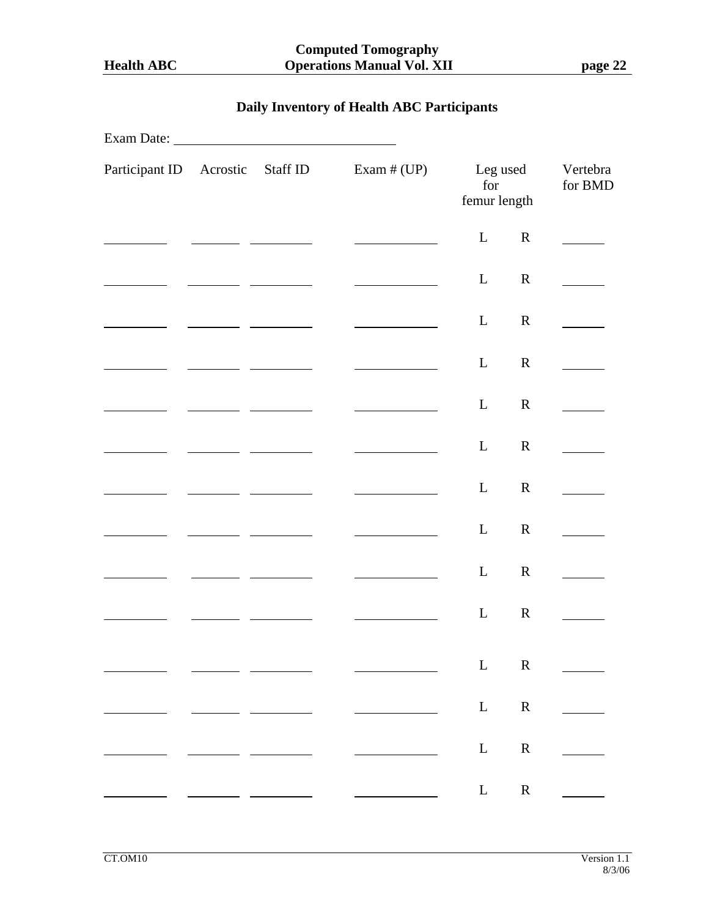## Daily Inventory of Health ABC Participants

Exam Date: ______________________________

| Participant ID | Acrostic | Staff ID | Exam # (UP) | Leg used for femur length | Vertebra for BMD |
|---|---|---|---|---|---|
| | | | | L R | |
| | | | | L R | |
| | | | | L R | |
| | | | | L R | |
| | | | | L R | |
| | | | | L R | |
| | | | | L R | |
| | | | | L R | |
| | | | | L R | |
| | | | | L R | |
| | | | | L R | |
| | | | | L R | |
| | | | | L R | |
| | | | | L R | |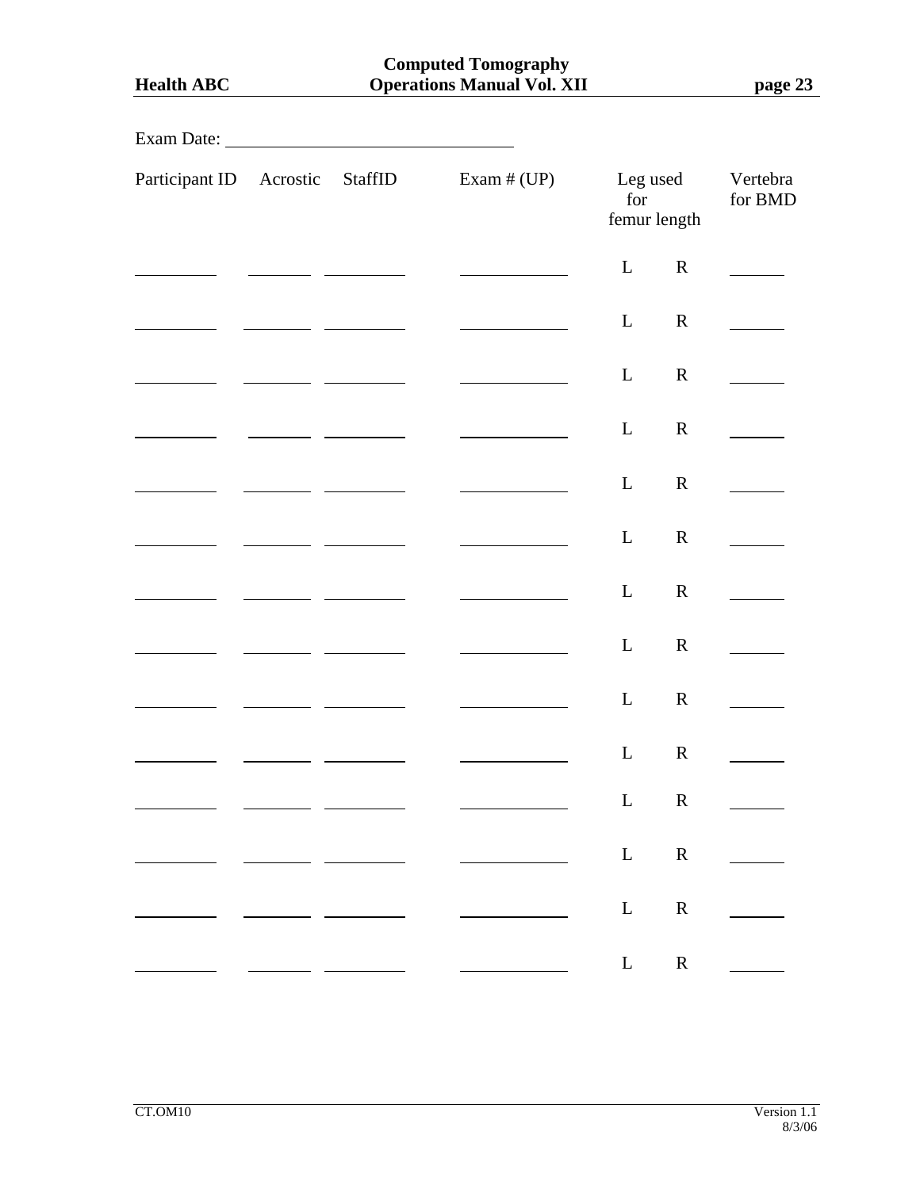Exam Date: ______________________________

| Participant ID | Acrostic | StaffID | Exam # (UP) | Leg used for femur length | Vertebra for BMD |
|---|---|---|---|---|---|
| | | | | L R | |
| | | | | L R | |
| | | | | L R | |
| | | | | L R | |
| | | | | L R | |
| | | | | L R | |
| | | | | L R | |
| | | | | L R | |
| | | | | L R | |
| | | | | L R | |
| | | | | L R | |
| | | | | L R | |
| | | | | L R | |
| | | | | L R | |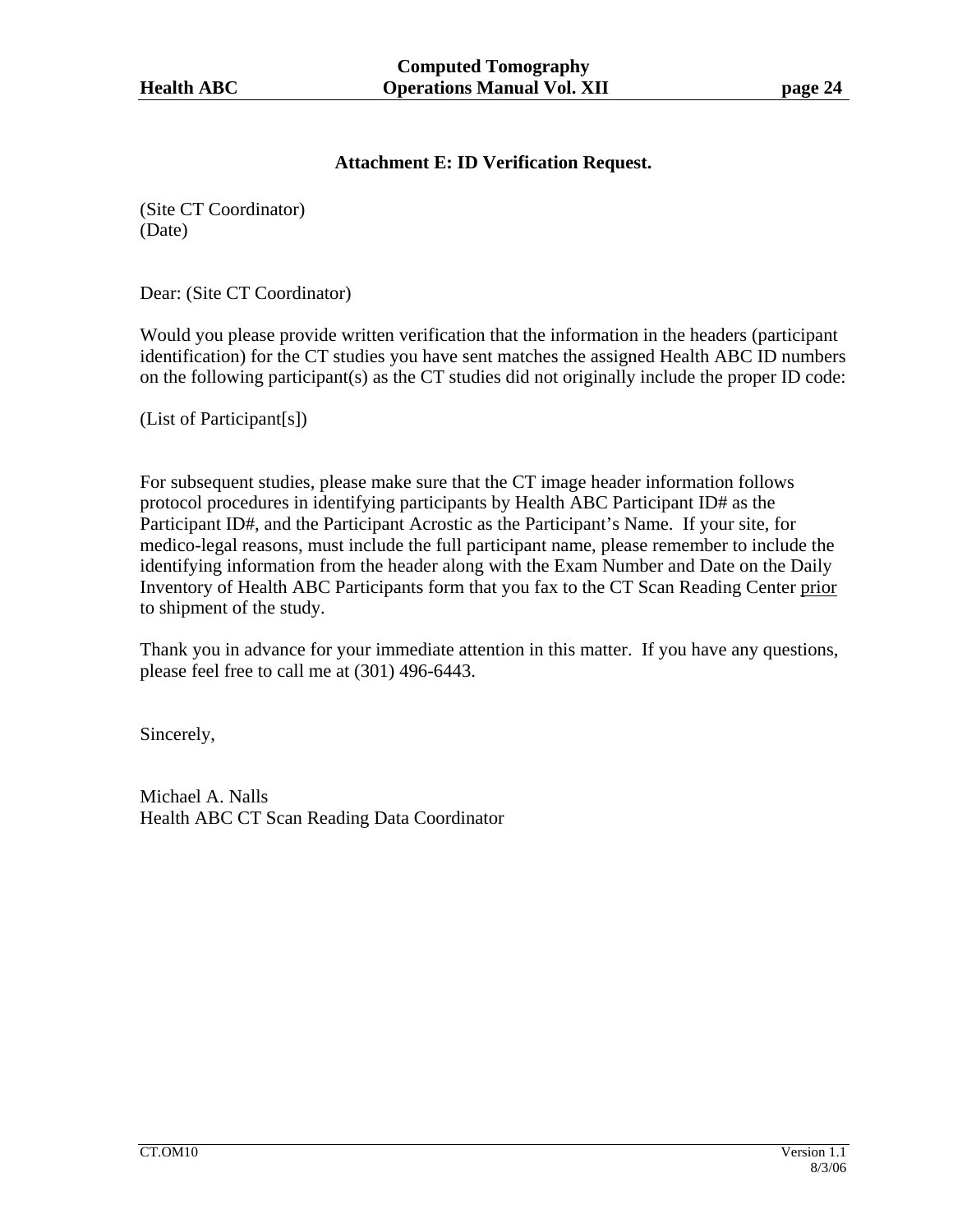## Attachment E: ID Verification Request.

(Site CT Coordinator)
(Date)

Dear: (Site CT Coordinator)

Would you please provide written verification that the information in the headers (participant identification) for the CT studies you have sent matches the assigned Health ABC ID numbers on the following participant(s) as the CT studies did not originally include the proper ID code:

(List of Participant[s])

For subsequent studies, please make sure that the CT image header information follows protocol procedures in identifying participants by Health ABC Participant ID# as the Participant ID#, and the Participant Acrostic as the Participant's Name. If your site, for medico-legal reasons, must include the full participant name, please remember to include the identifying information from the header along with the Exam Number and Date on the Daily Inventory of Health ABC Participants form that you fax to the CT Scan Reading Center <u>prior</u> to shipment of the study.

Thank you in advance for your immediate attention in this matter. If you have any questions, please feel free to call me at (301) 496-6443.

Sincerely,

Michael A. Nalls
Health ABC CT Scan Reading Data Coordinator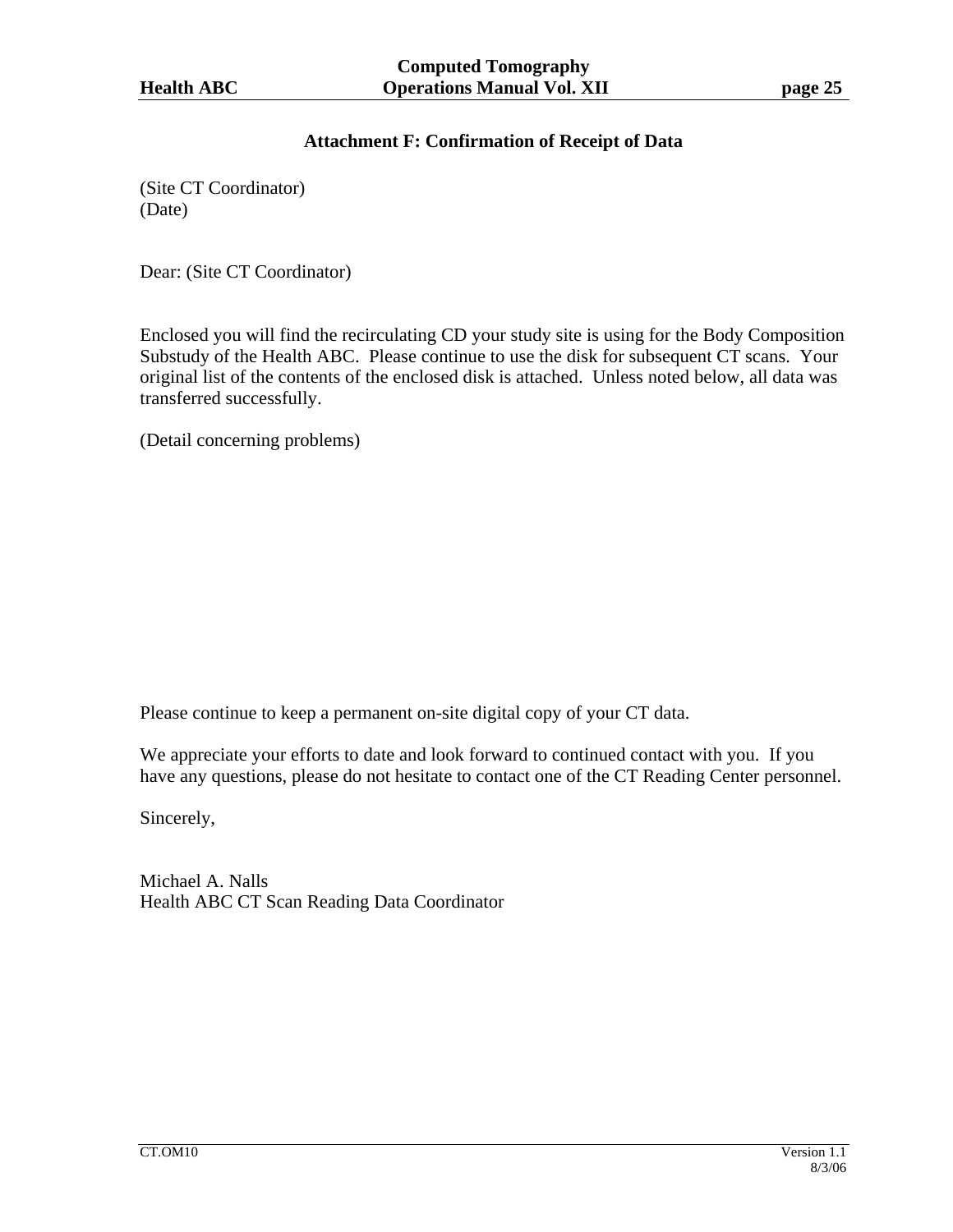## Attachment F: Confirmation of Receipt of Data

(Site CT Coordinator)
(Date)

Dear: (Site CT Coordinator)

Enclosed you will find the recirculating CD your study site is using for the Body Composition Substudy of the Health ABC. Please continue to use the disk for subsequent CT scans. Your original list of the contents of the enclosed disk is attached. Unless noted below, all data was transferred successfully.

(Detail concerning problems)

Please continue to keep a permanent on-site digital copy of your CT data.

We appreciate your efforts to date and look forward to continued contact with you. If you have any questions, please do not hesitate to contact one of the CT Reading Center personnel.

Sincerely,

Michael A. Nalls
Health ABC CT Scan Reading Data Coordinator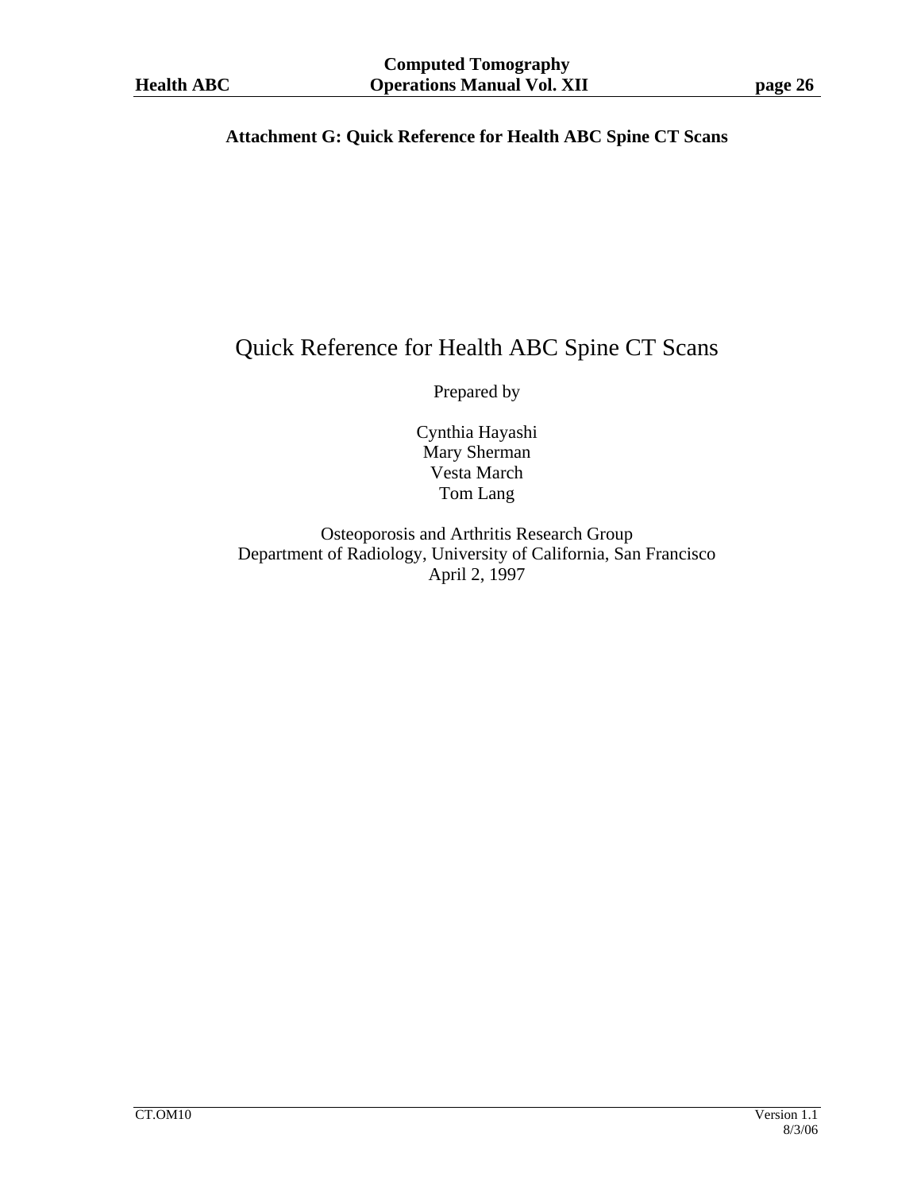## Attachment G: Quick Reference for Health ABC Spine CT Scans

# Quick Reference for Health ABC Spine CT Scans

Prepared by

Cynthia Hayashi
Mary Sherman
Vesta March
Tom Lang

Osteoporosis and Arthritis Research Group
Department of Radiology, University of California, San Francisco
April 2, 1997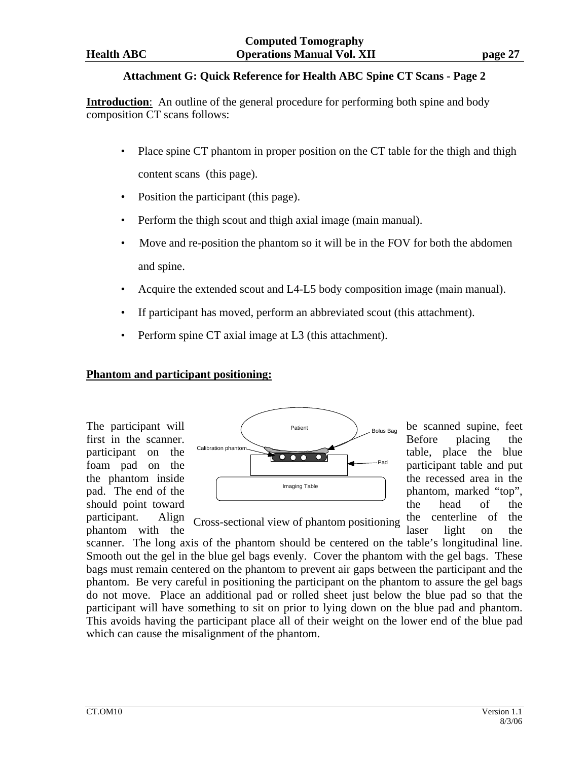**Attachment G: Quick Reference for Health ABC Spine CT Scans - Page 2**

**Introduction**: An outline of the general procedure for performing both spine and body composition CT scans follows:

- Place spine CT phantom in proper position on the CT table for the thigh and thigh content scans (this page).
- Position the participant (this page).
- Perform the thigh scout and thigh axial image (main manual).
- Move and re-position the phantom so it will be in the FOV for both the abdomen and spine.
- Acquire the extended scout and L4-L5 body composition image (main manual).
- If participant has moved, perform an abbreviated scout (this attachment).
- Perform spine CT axial image at L3 (this attachment).

**Phantom and participant positioning:**

Patient

Bolus Bag

Calibration phantom

Pad

Imaging Table

Cross-sectional view of phantom positioning

The participant will be scanned supine, feet first in the scanner. Before placing the participant on the table, place the blue foam pad on the participant table and put the phantom inside the recessed area in the pad. The end of the phantom, marked "top", should point toward the head of the participant. Align the centerline of the phantom with the laser light on the scanner. The long axis of the phantom should be centered on the table's longitudinal line. Smooth out the gel in the blue gel bags evenly. Cover the phantom with the gel bags. These bags must remain centered on the phantom to prevent air gaps between the participant and the phantom. Be very careful in positioning the participant on the phantom to assure the gel bags do not move. Place an additional pad or rolled sheet just below the blue pad so that the participant will have something to sit on prior to lying down on the blue pad and phantom. This avoids having the participant place all of their weight on the lower end of the blue pad which can cause the misalignment of the phantom.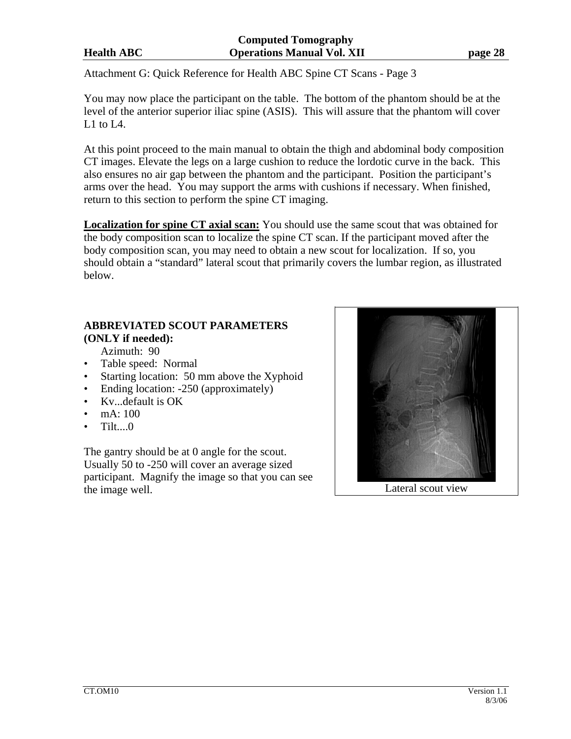Attachment G: Quick Reference for Health ABC Spine CT Scans - Page 3

You may now place the participant on the table. The bottom of the phantom should be at the level of the anterior superior iliac spine (ASIS). This will assure that the phantom will cover L1 to L4.

At this point proceed to the main manual to obtain the thigh and abdominal body composition CT images. Elevate the legs on a large cushion to reduce the lordotic curve in the back. This also ensures no air gap between the phantom and the participant. Position the participant's arms over the head. You may support the arms with cushions if necessary. When finished, return to this section to perform the spine CT imaging.

**Localization for spine CT axial scan:** You should use the same scout that was obtained for the body composition scan to localize the spine CT scan. If the participant moved after the body composition scan, you may need to obtain a new scout for localization. If so, you should obtain a "standard" lateral scout that primarily covers the lumbar region, as illustrated below.

**ABBREVIATED SCOUT PARAMETERS (ONLY if needed):**

Azimuth: 90

- Table speed: Normal
- Starting location: 50 mm above the Xyphoid
- Ending location: -250 (approximately)
- Kv...default is OK
- mA: 100
- Tilt....0

The gantry should be at 0 angle for the scout. Usually 50 to -250 will cover an average sized participant. Magnify the image so that you can see the image well.

Lateral scout view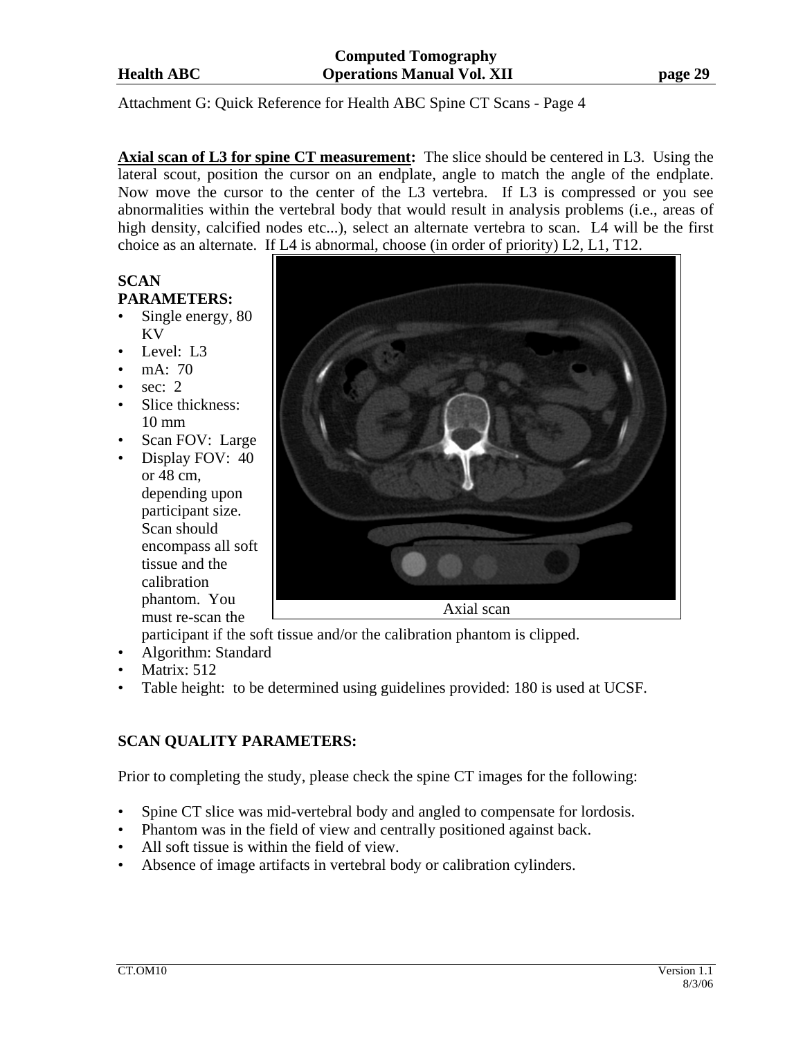Attachment G: Quick Reference for Health ABC Spine CT Scans - Page 4

**Axial scan of L3 for spine CT measurement:** The slice should be centered in L3. Using the lateral scout, position the cursor on an endplate, angle to match the angle of the endplate. Now move the cursor to the center of the L3 vertebra. If L3 is compressed or you see abnormalities within the vertebral body that would result in analysis problems (i.e., areas of high density, calcified nodes etc...), select an alternate vertebra to scan. L4 will be the first choice as an alternate. If L4 is abnormal, choose (in order of priority) L2, L1, T12.

Axial scan

**SCAN PARAMETERS:**

- Single energy, 80 KV
- Level: L3
- mA: 70
- sec: 2
- Slice thickness: 10 mm
- Scan FOV: Large
- Display FOV: 40 or 48 cm, depending upon participant size. Scan should encompass all soft tissue and the calibration phantom. You must re-scan the participant if the soft tissue and/or the calibration phantom is clipped.
- Algorithm: Standard
- Matrix: 512
- Table height: to be determined using guidelines provided: 180 is used at UCSF.

**SCAN QUALITY PARAMETERS:**

Prior to completing the study, please check the spine CT images for the following:

- Spine CT slice was mid-vertebral body and angled to compensate for lordosis.
- Phantom was in the field of view and centrally positioned against back.
- All soft tissue is within the field of view.
- Absence of image artifacts in vertebral body or calibration cylinders.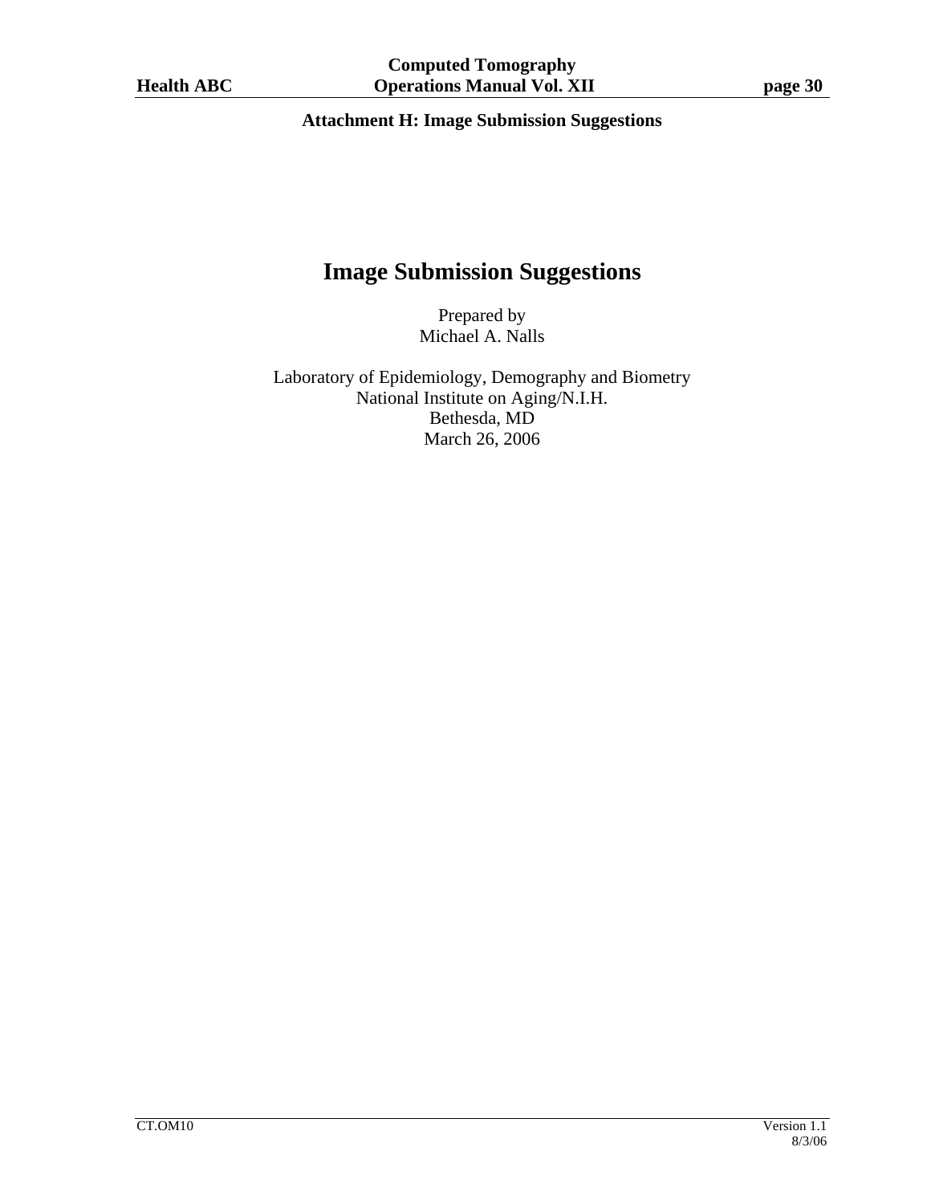**Attachment H: Image Submission Suggestions**

# Image Submission Suggestions

Prepared by
Michael A. Nalls

Laboratory of Epidemiology, Demography and Biometry
National Institute on Aging/N.I.H.
Bethesda, MD
March 26, 2006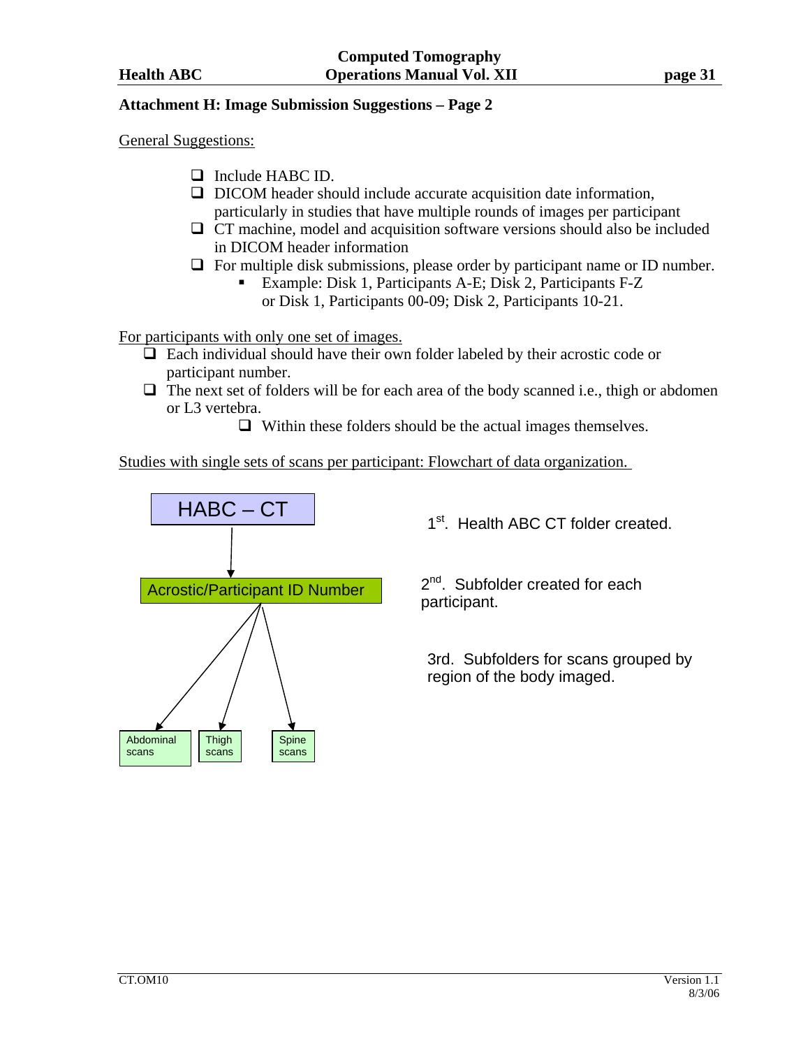## Attachment H: Image Submission Suggestions – Page 2

General Suggestions:

- ❑ Include HABC ID.
- ❑ DICOM header should include accurate acquisition date information, particularly in studies that have multiple rounds of images per participant
- ❑ CT machine, model and acquisition software versions should also be included in DICOM header information
- ❑ For multiple disk submissions, please order by participant name or ID number.
  - Example: Disk 1, Participants A-E; Disk 2, Participants F-Z or Disk 1, Participants 00-09; Disk 2, Participants 10-21.

For participants with only one set of images.

- ❑ Each individual should have their own folder labeled by their acrostic code or participant number.
- ❑ The next set of folders will be for each area of the body scanned i.e., thigh or abdomen or L3 vertebra.
  - ❑ Within these folders should be the actual images themselves.

Studies with single sets of scans per participant: Flowchart of data organization.

HABC – CT → Acrostic/Participant ID Number → Abdominal scans / Thigh scans / Spine scans

1st. Health ABC CT folder created.

2nd. Subfolder created for each participant.

3rd. Subfolders for scans grouped by region of the body imaged.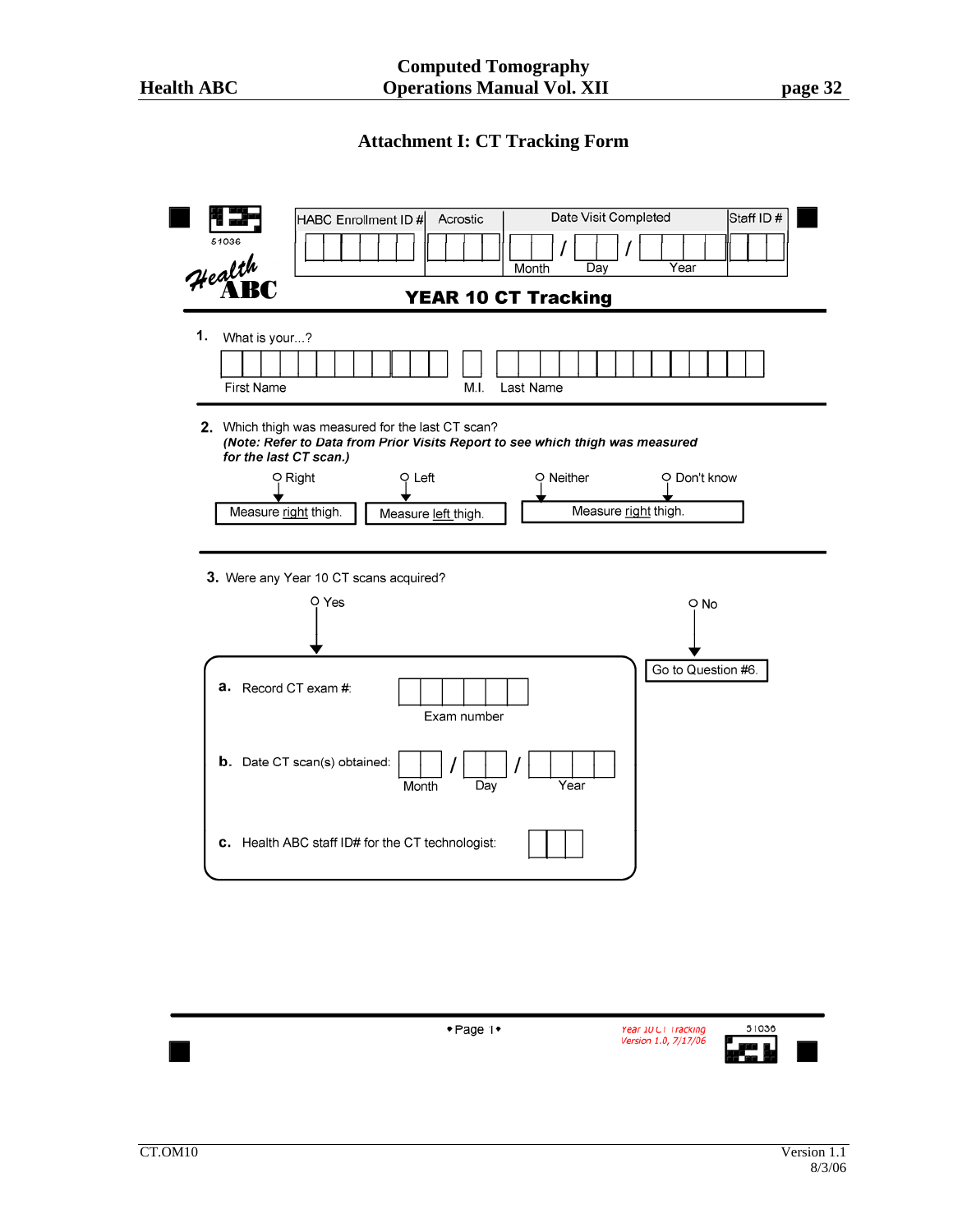## Attachment I: CT Tracking Form

51036

Health ABC

| HABC Enrollment ID # | Acrostic | Date Visit Completed | Staff ID # |
|---|---|---|---|
| | | Month / Day / Year | |

### YEAR 10 CT Tracking

**1.** What is your...?

First Name M.I. Last Name

**2.** Which thigh was measured for the last CT scan?
***(Note: Refer to Data from Prior Visits Report to see which thigh was measured for the last CT scan.)***

- O Right → Measure right thigh.
- O Left → Measure left thigh.
- O Neither → Measure right thigh.
- O Don't know → Measure right thigh.

**3.** Were any Year 10 CT scans acquired?

- O Yes
- O No → Go to Question #6.

**a.** Record CT exam #: ______ Exam number

**b.** Date CT scan(s) obtained: ___ / ___ / ___ Month Day Year

**c.** Health ABC staff ID# for the CT technologist: ______

• Page 1 •

Year 10 CT Tracking
Version 1.0, 7/17/06

51036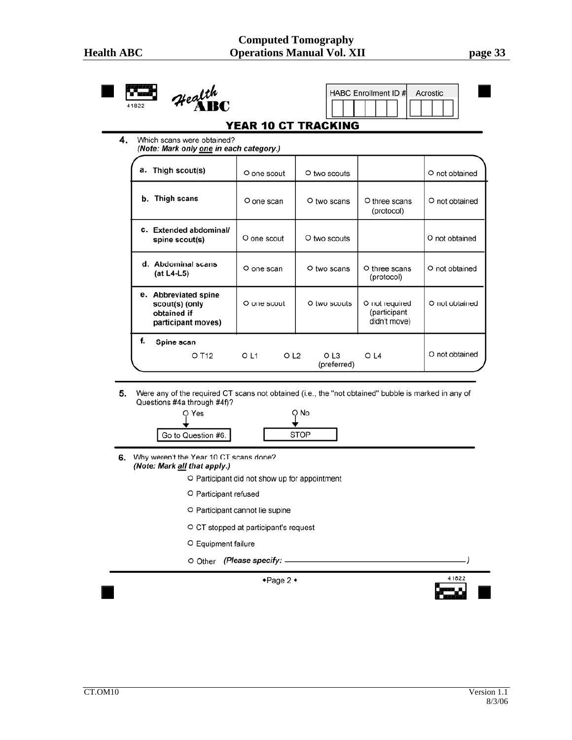Health ABC

| HABC Enrollment ID # | Acrostic |
|---|---|
| | |

## YEAR 10 CT TRACKING

**4.** Which scans were obtained?
***(Note: Mark only one in each category.)***

| | | | | |
|---|---|---|---|---|
| **a. Thigh scout(s)** | O one scout | O two scouts | | O not obtained |
| **b. Thigh scans** | O one scan | O two scans | O three scans (protocol) | O not obtained |
| **c. Extended abdominal/ spine scout(s)** | O one scout | O two scouts | | O not obtained |
| **d. Abdominal scans (at L4-L5)** | O one scan | O two scans | O three scans (protocol) | O not obtained |
| **e. Abbreviated spine scout(s) (only obtained if participant moves)** | O one scout | O two scouts | O not required (participant didn't move) | O not obtained |
| **f. Spine scan** O T12 | O L1 O L2 | O L3 (preferred) | O L4 | O not obtained |

**5.** Were any of the required CT scans not obtained (i.e., the "not obtained" bubble is marked in any of Questions #4a through #4f)?

O Yes → Go to Question #6.

O No → STOP

**6.** Why weren't the Year 10 CT scans done?
***(Note: Mark all that apply.)***

- O Participant did not show up for appointment
- O Participant refused
- O Participant cannot lie supine
- O CT stopped at participant's request
- O Equipment failure
- O Other ***(Please specify:*** ______________________________ ***)***

•Page 2 •